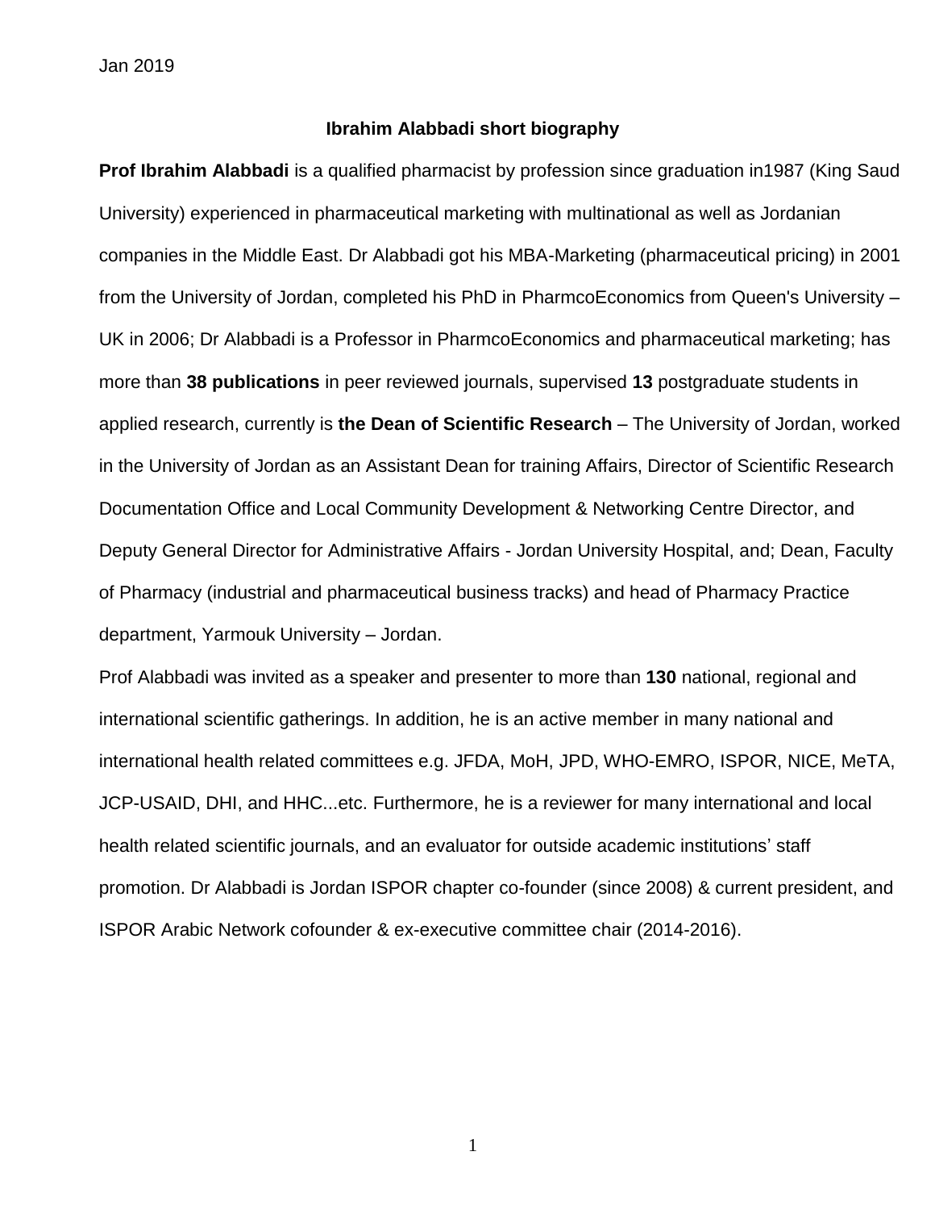Jan 2019

**Ibrahim Alabbadi short biography**

**Prof Ibrahim Alabbadi** is a qualified pharmacist by profession since graduation in1987 (King Saud University) experienced in pharmaceutical marketing with multinational as well as Jordanian companies in the Middle East. Dr Alabbadi got his MBA-Marketing (pharmaceutical pricing) in 2001 from the University of Jordan, completed his PhD in PharmcoEconomics from Queen's University – UK in 2006; Dr Alabbadi is a Professor in PharmcoEconomics and pharmaceutical marketing; has more than **38 publications** in peer reviewed journals, supervised **13** postgraduate students in applied research, currently is **the Dean of Scientific Research** – The University of Jordan, worked in the University of Jordan as an Assistant Dean for training Affairs, Director of Scientific Research Documentation Office and Local Community Development & Networking Centre Director, and Deputy General Director for Administrative Affairs - Jordan University Hospital, and; Dean, Faculty of Pharmacy (industrial and pharmaceutical business tracks) and head of Pharmacy Practice department, Yarmouk University – Jordan.

Prof Alabbadi was invited as a speaker and presenter to more than **130** national, regional and international scientific gatherings. In addition, he is an active member in many national and international health related committees e.g. JFDA, MoH, JPD, WHO-EMRO, ISPOR, NICE, MeTA, JCP-USAID, DHI, and HHC...etc. Furthermore, he is a reviewer for many international and local health related scientific journals, and an evaluator for outside academic institutions' staff promotion. Dr Alabbadi is Jordan ISPOR chapter co-founder (since 2008) & current president, and ISPOR Arabic Network cofounder & ex-executive committee chair (2014-2016).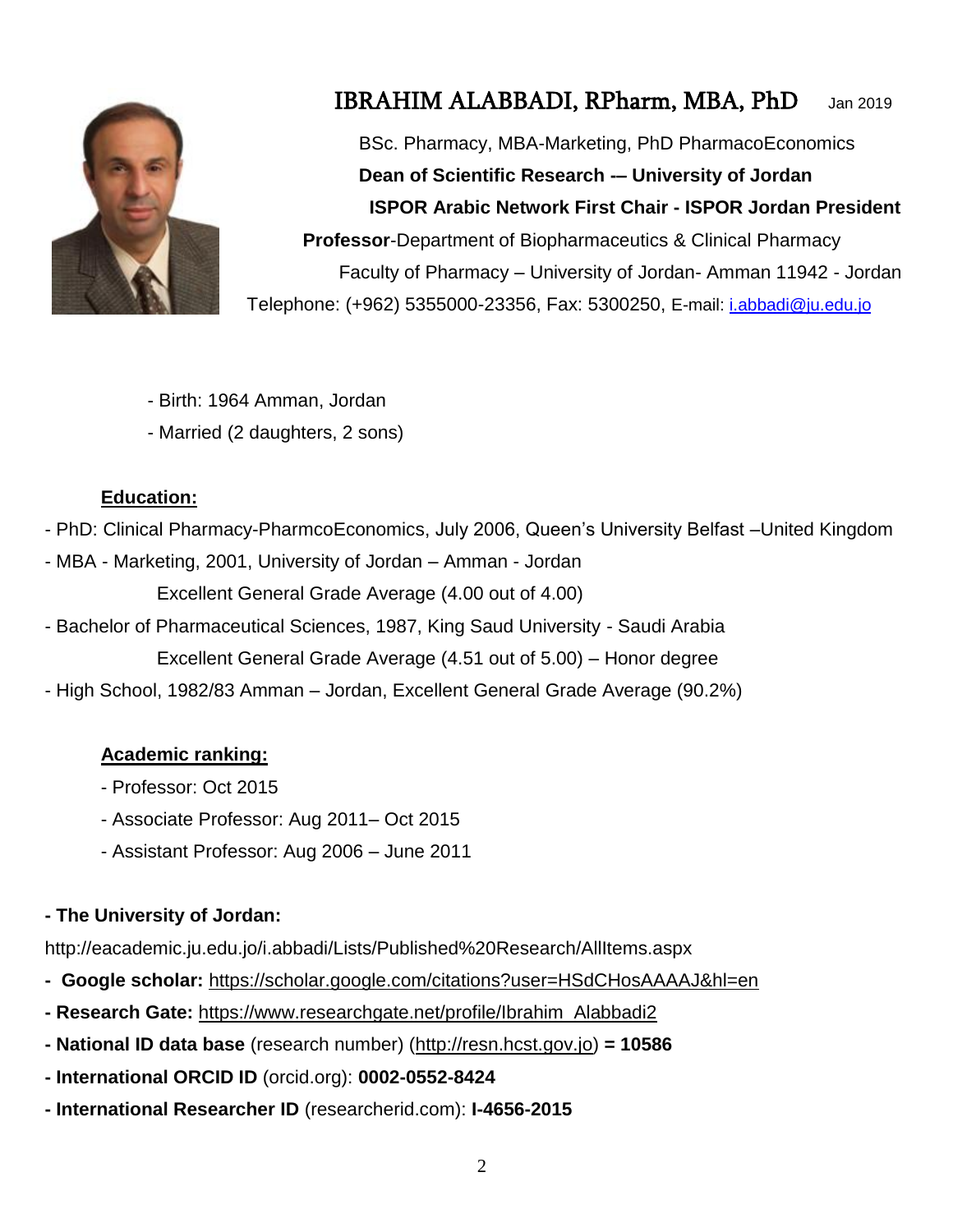# IBRAHIM ALABBADI, RPharm, MBA, PhD

Jan 2019

BSc. Pharmacy, MBA-Marketing, PhD PharmacoEconomics

**Dean of Scientific Research -– University of Jordan**

**ISPOR Arabic Network First Chair - ISPOR Jordan President**

**Professor**-Department of Biopharmaceutics & Clinical Pharmacy

Faculty of Pharmacy – University of Jordan- Amman 11942 - Jordan

Telephone: (+962) 5355000-23356, Fax: 5300250, E-mail: i.abbadi@ju.edu.jo

- Birth: 1964 Amman, Jordan
- Married (2 daughters, 2 sons)

## Education:

- PhD: Clinical Pharmacy-PharmcoEconomics, July 2006, Queen's University Belfast –United Kingdom
- MBA - Marketing, 2001, University of Jordan – Amman - Jordan
  Excellent General Grade Average (4.00 out of 4.00)
- Bachelor of Pharmaceutical Sciences, 1987, King Saud University - Saudi Arabia
  Excellent General Grade Average (4.51 out of 5.00) – Honor degree
- High School, 1982/83 Amman – Jordan, Excellent General Grade Average (90.2%)

## Academic ranking:

- Professor: Oct 2015
- Associate Professor: Aug 2011– Oct 2015
- Assistant Professor: Aug 2006 – June 2011

**- The University of Jordan:**

http://eacademic.ju.edu.jo/i.abbadi/Lists/Published%20Research/AllItems.aspx

- **Google scholar:** https://scholar.google.com/citations?user=HSdCHosAAAAJ&hl=en
- **Research Gate:** https://www.researchgate.net/profile/Ibrahim_Alabbadi2
- **National ID data base** (research number) (http://resn.hcst.gov.jo) **= 10586**
- **International ORCID ID** (orcid.org): **0002-0552-8424**
- **International Researcher ID** (researcherid.com): **I-4656-2015**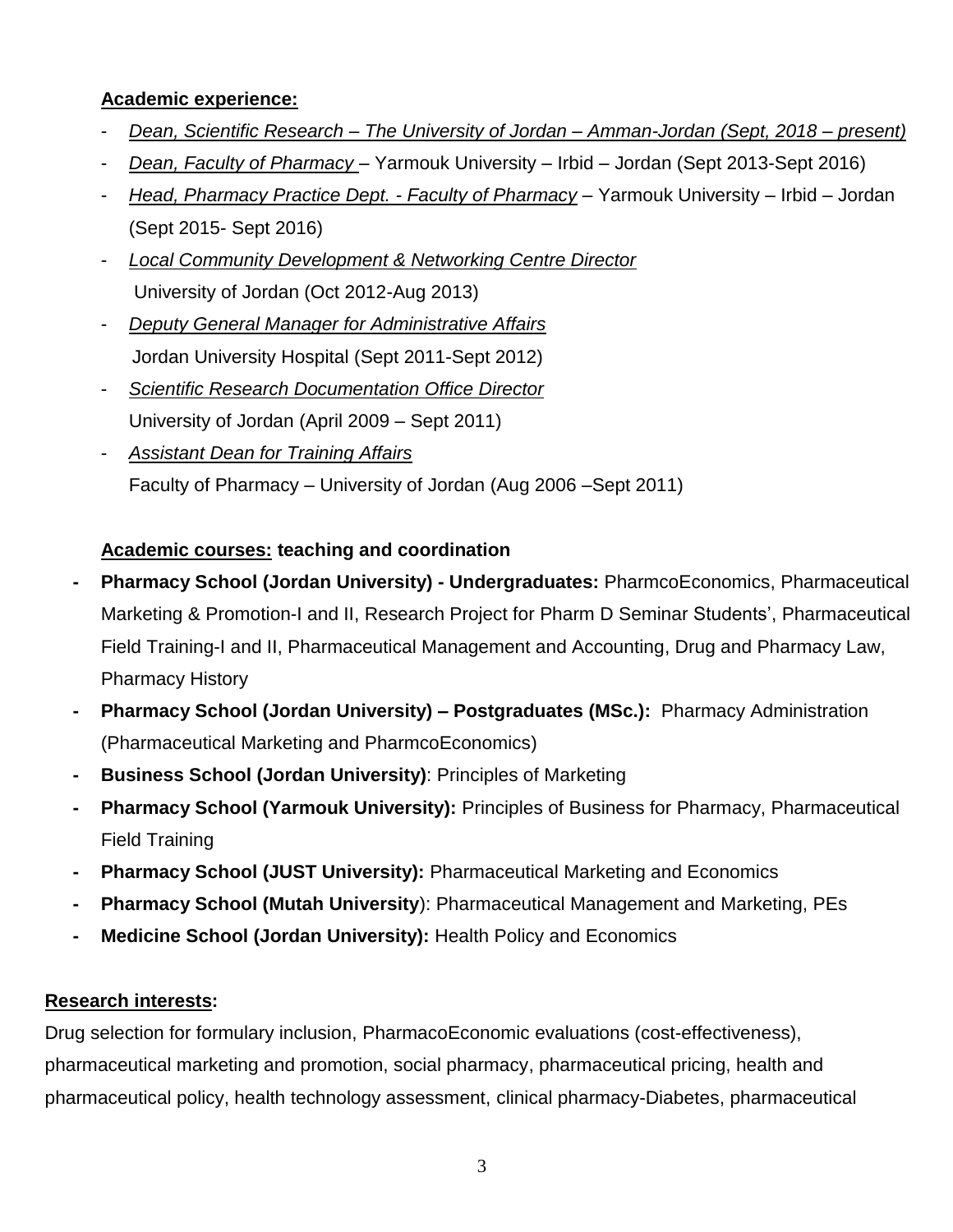**Academic experience:**

- *Dean, Scientific Research – The University of Jordan – Amman-Jordan (Sept, 2018 – present)*
- *Dean, Faculty of Pharmacy* – Yarmouk University – Irbid – Jordan (Sept 2013-Sept 2016)
- *Head, Pharmacy Practice Dept. - Faculty of Pharmacy* – Yarmouk University – Irbid – Jordan (Sept 2015- Sept 2016)
- *Local Community Development & Networking Centre Director*
  University of Jordan (Oct 2012-Aug 2013)
- *Deputy General Manager for Administrative Affairs*
  Jordan University Hospital (Sept 2011-Sept 2012)
- *Scientific Research Documentation Office Director*
  University of Jordan (April 2009 – Sept 2011)
- *Assistant Dean for Training Affairs*
  Faculty of Pharmacy – University of Jordan (Aug 2006 –Sept 2011)

**Academic courses: teaching and coordination**

- **Pharmacy School (Jordan University) - Undergraduates:** PharmcoEconomics, Pharmaceutical Marketing & Promotion-I and II, Research Project for Pharm D Seminar Students', Pharmaceutical Field Training-I and II, Pharmaceutical Management and Accounting, Drug and Pharmacy Law, Pharmacy History
- **Pharmacy School (Jordan University) – Postgraduates (MSc.):** Pharmacy Administration (Pharmaceutical Marketing and PharmcoEconomics)
- **Business School (Jordan University)**: Principles of Marketing
- **Pharmacy School (Yarmouk University):** Principles of Business for Pharmacy, Pharmaceutical Field Training
- **Pharmacy School (JUST University):** Pharmaceutical Marketing and Economics
- **Pharmacy School (Mutah University**): Pharmaceutical Management and Marketing, PEs
- **Medicine School (Jordan University):** Health Policy and Economics

**Research interests:**

Drug selection for formulary inclusion, PharmacoEconomic evaluations (cost-effectiveness), pharmaceutical marketing and promotion, social pharmacy, pharmaceutical pricing, health and pharmaceutical policy, health technology assessment, clinical pharmacy-Diabetes, pharmaceutical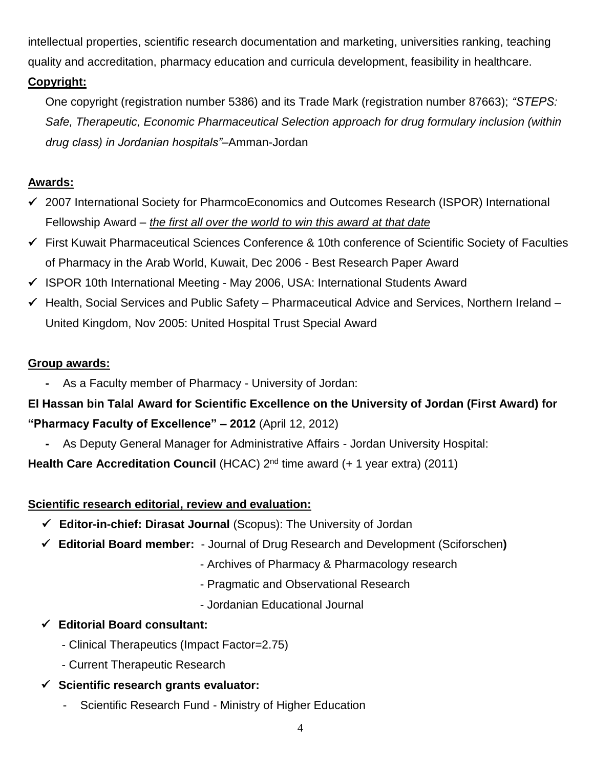intellectual properties, scientific research documentation and marketing, universities ranking, teaching quality and accreditation, pharmacy education and curricula development, feasibility in healthcare.

**Copyright:**

One copyright (registration number 5386) and its Trade Mark (registration number 87663); *"STEPS: Safe, Therapeutic, Economic Pharmaceutical Selection approach for drug formulary inclusion (within drug class) in Jordanian hospitals"*–Amman-Jordan

**Awards:**

- ✓ 2007 International Society for PharmcoEconomics and Outcomes Research (ISPOR) International Fellowship Award – *the first all over the world to win this award at that date*
- ✓ First Kuwait Pharmaceutical Sciences Conference & 10th conference of Scientific Society of Faculties of Pharmacy in the Arab World, Kuwait, Dec 2006 - Best Research Paper Award
- ✓ ISPOR 10th International Meeting - May 2006, USA: International Students Award
- ✓ Health, Social Services and Public Safety – Pharmaceutical Advice and Services, Northern Ireland – United Kingdom, Nov 2005: United Hospital Trust Special Award

**Group awards:**

- As a Faculty member of Pharmacy - University of Jordan:

**El Hassan bin Talal Award for Scientific Excellence on the University of Jordan (First Award) for "Pharmacy Faculty of Excellence" – 2012** (April 12, 2012)

- As Deputy General Manager for Administrative Affairs - Jordan University Hospital:

**Health Care Accreditation Council** (HCAC) 2nd time award (+ 1 year extra) (2011)

**Scientific research editorial, review and evaluation:**

- ✓ **Editor-in-chief: Dirasat Journal** (Scopus): The University of Jordan
- ✓ **Editorial Board member:**
  - Journal of Drug Research and Development (Sciforschen**)**
  - Archives of Pharmacy & Pharmacology research
  - Pragmatic and Observational Research
  - Jordanian Educational Journal
- ✓ **Editorial Board consultant:**
  - Clinical Therapeutics (Impact Factor=2.75)
  - Current Therapeutic Research
- ✓ **Scientific research grants evaluator:**
  - Scientific Research Fund - Ministry of Higher Education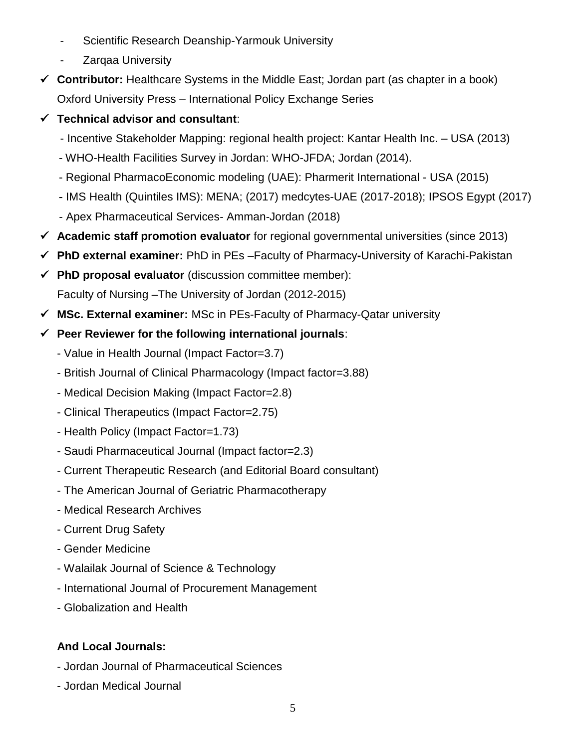- Scientific Research Deanship-Yarmouk University
- Zarqaa University

- ✓ **Contributor:** Healthcare Systems in the Middle East; Jordan part (as chapter in a book) Oxford University Press – International Policy Exchange Series
- ✓ **Technical advisor and consultant**:
  - Incentive Stakeholder Mapping: regional health project: Kantar Health Inc. – USA (2013)
  - WHO-Health Facilities Survey in Jordan: WHO-JFDA; Jordan (2014).
  - Regional PharmacoEconomic modeling (UAE): Pharmerit International - USA (2015)
  - IMS Health (Quintiles IMS): MENA; (2017) medcytes-UAE (2017-2018); IPSOS Egypt (2017)
  - Apex Pharmaceutical Services- Amman-Jordan (2018)
- ✓ **Academic staff promotion evaluator** for regional governmental universities (since 2013)
- ✓ **PhD external examiner:** PhD in PEs –Faculty of Pharmacy**-**University of Karachi-Pakistan
- ✓ **PhD proposal evaluator** (discussion committee member): Faculty of Nursing –The University of Jordan (2012-2015)
- ✓ **MSc. External examiner:** MSc in PEs-Faculty of Pharmacy-Qatar university
- ✓ **Peer Reviewer for the following international journals**:
  - Value in Health Journal (Impact Factor=3.7)
  - British Journal of Clinical Pharmacology (Impact factor=3.88)
  - Medical Decision Making (Impact Factor=2.8)
  - Clinical Therapeutics (Impact Factor=2.75)
  - Health Policy (Impact Factor=1.73)
  - Saudi Pharmaceutical Journal (Impact factor=2.3)
  - Current Therapeutic Research (and Editorial Board consultant)
  - The American Journal of Geriatric Pharmacotherapy
  - Medical Research Archives
  - Current Drug Safety
  - Gender Medicine
  - Walailak Journal of Science & Technology
  - International Journal of Procurement Management
  - Globalization and Health

**And Local Journals:**

- Jordan Journal of Pharmaceutical Sciences
- Jordan Medical Journal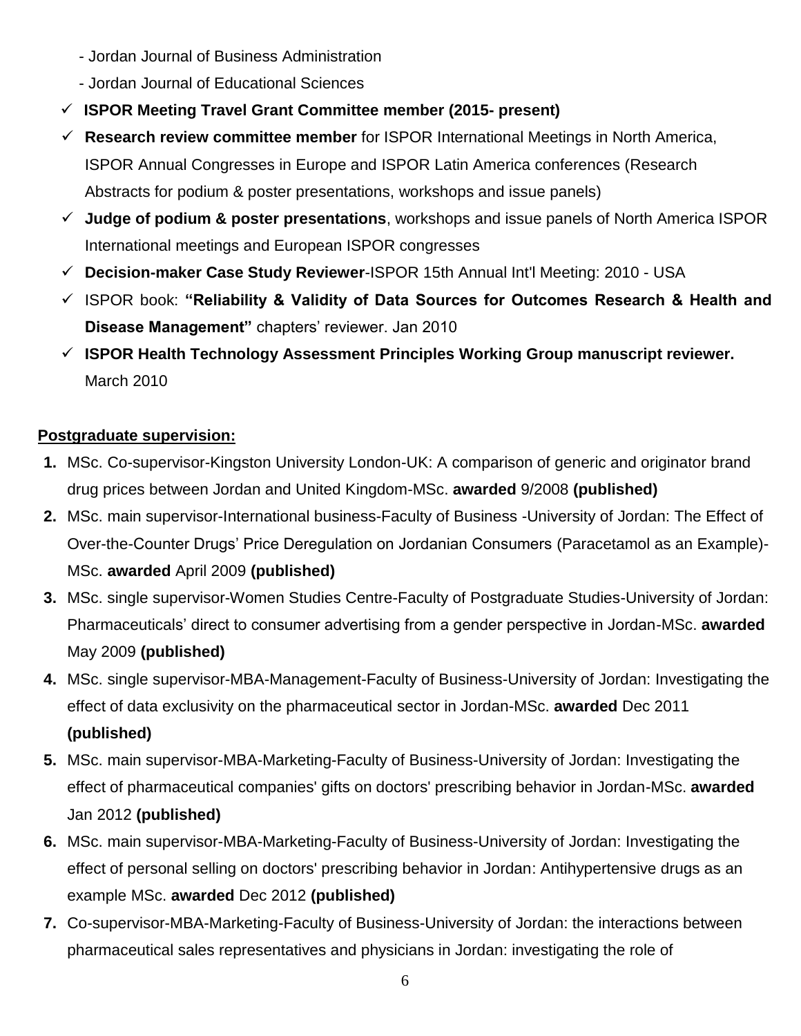- Jordan Journal of Business Administration
- Jordan Journal of Educational Sciences

- ✓ **ISPOR Meeting Travel Grant Committee member (2015- present)**
- ✓ **Research review committee member** for ISPOR International Meetings in North America, ISPOR Annual Congresses in Europe and ISPOR Latin America conferences (Research Abstracts for podium & poster presentations, workshops and issue panels)
- ✓ **Judge of podium & poster presentations**, workshops and issue panels of North America ISPOR International meetings and European ISPOR congresses
- ✓ **Decision-maker Case Study Reviewer**-ISPOR 15th Annual Int'l Meeting: 2010 - USA
- ✓ ISPOR book: **"Reliability & Validity of Data Sources for Outcomes Research & Health and Disease Management"** chapters' reviewer. Jan 2010
- ✓ **ISPOR Health Technology Assessment Principles Working Group manuscript reviewer.** March 2010

**Postgraduate supervision:**

1. MSc. Co-supervisor-Kingston University London-UK: A comparison of generic and originator brand drug prices between Jordan and United Kingdom-MSc. **awarded** 9/2008 **(published)**
2. MSc. main supervisor-International business-Faculty of Business -University of Jordan: The Effect of Over-the-Counter Drugs' Price Deregulation on Jordanian Consumers (Paracetamol as an Example)-MSc. **awarded** April 2009 **(published)**
3. MSc. single supervisor-Women Studies Centre-Faculty of Postgraduate Studies-University of Jordan: Pharmaceuticals' direct to consumer advertising from a gender perspective in Jordan-MSc. **awarded** May 2009 **(published)**
4. MSc. single supervisor-MBA-Management-Faculty of Business-University of Jordan: Investigating the effect of data exclusivity on the pharmaceutical sector in Jordan-MSc. **awarded** Dec 2011 **(published)**
5. MSc. main supervisor-MBA-Marketing-Faculty of Business-University of Jordan: Investigating the effect of pharmaceutical companies' gifts on doctors' prescribing behavior in Jordan-MSc. **awarded** Jan 2012 **(published)**
6. MSc. main supervisor-MBA-Marketing-Faculty of Business-University of Jordan: Investigating the effect of personal selling on doctors' prescribing behavior in Jordan: Antihypertensive drugs as an example MSc. **awarded** Dec 2012 **(published)**
7. Co-supervisor-MBA-Marketing-Faculty of Business-University of Jordan: the interactions between pharmaceutical sales representatives and physicians in Jordan: investigating the role of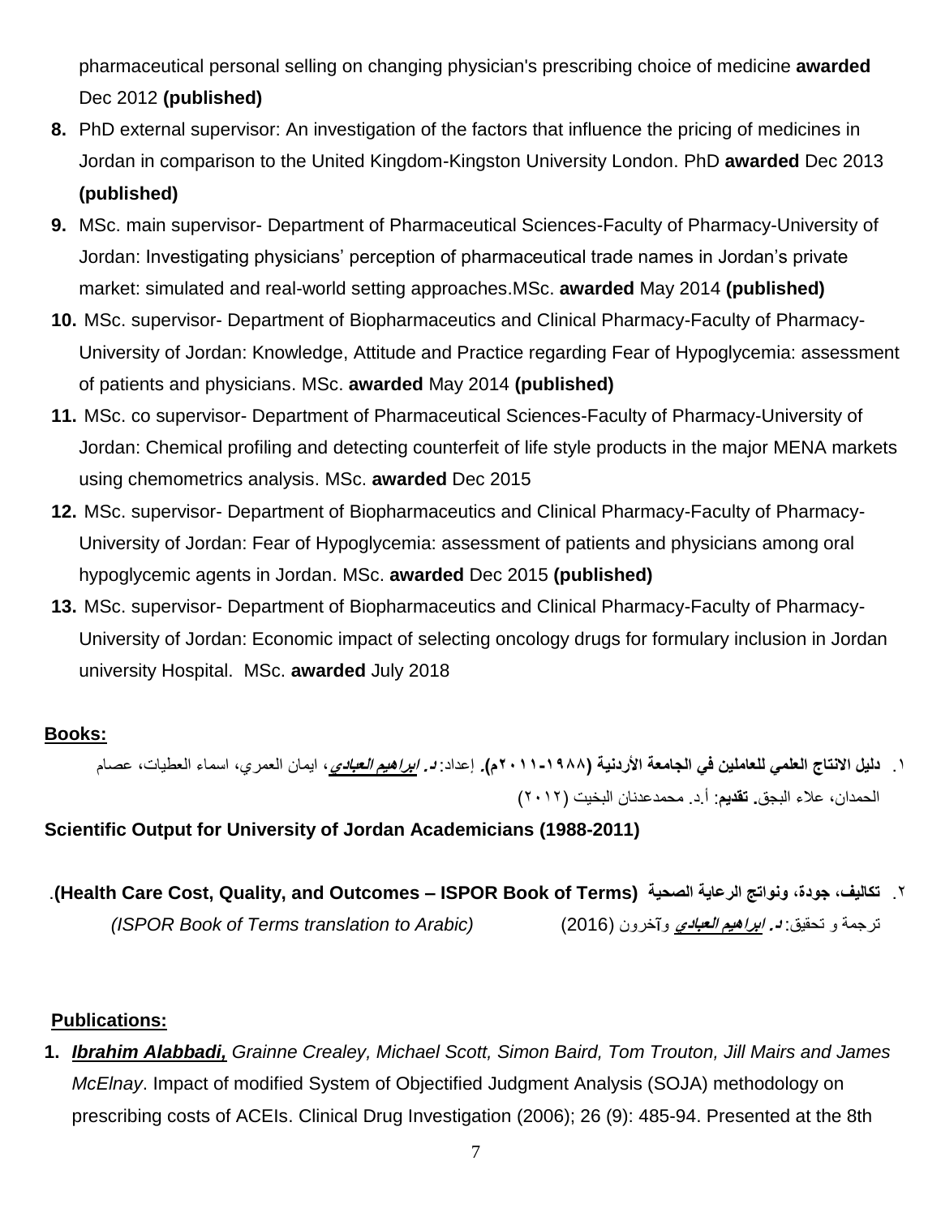pharmaceutical personal selling on changing physician's prescribing choice of medicine **awarded** Dec 2012 **(published)**

**8.** PhD external supervisor: An investigation of the factors that influence the pricing of medicines in Jordan in comparison to the United Kingdom-Kingston University London. PhD **awarded** Dec 2013 **(published)**

**9.** MSc. main supervisor- Department of Pharmaceutical Sciences-Faculty of Pharmacy-University of Jordan: Investigating physicians' perception of pharmaceutical trade names in Jordan's private market: simulated and real-world setting approaches.MSc. **awarded** May 2014 **(published)**

**10.** MSc. supervisor- Department of Biopharmaceutics and Clinical Pharmacy-Faculty of Pharmacy-University of Jordan: Knowledge, Attitude and Practice regarding Fear of Hypoglycemia: assessment of patients and physicians. MSc. **awarded** May 2014 **(published)**

**11.** MSc. co supervisor- Department of Pharmaceutical Sciences-Faculty of Pharmacy-University of Jordan: Chemical profiling and detecting counterfeit of life style products in the major MENA markets using chemometrics analysis. MSc. **awarded** Dec 2015

**12.** MSc. supervisor- Department of Biopharmaceutics and Clinical Pharmacy-Faculty of Pharmacy-University of Jordan: Fear of Hypoglycemia: assessment of patients and physicians among oral hypoglycemic agents in Jordan. MSc. **awarded** Dec 2015 **(published)**

**13.** MSc. supervisor- Department of Biopharmaceutics and Clinical Pharmacy-Faculty of Pharmacy-University of Jordan: Economic impact of selecting oncology drugs for formulary inclusion in Jordan university Hospital. MSc. **awarded** July 2018

**Books:**

١. **دليل الانتاج العلمي للعاملين في الجامعة الأردنية (١٩٨٨-٢٠١١م).** إعداد: ***د. ابراهيم العبادي***، ايمان العمري، اسماء العطيات، عصام الحمدان، علاء البجق. **تقديم**: أ.د. محمدعدنان البخيت (٢٠١٢)

**Scientific Output for University of Jordan Academicians (1988-2011)**

٢. **تكاليف، جودة، ونواتج الرعاية الصحية (Health Care Cost, Quality, and Outcomes – ISPOR Book of Terms)**.
ترجمة و تحقيق: ***د. ابراهيم العبادي*** وآخرون (2016) *(ISPOR Book of Terms translation to Arabic)*

**Publications:**

**1.** ***Ibrahim Alabbadi,*** *Grainne Crealey, Michael Scott, Simon Baird, Tom Trouton, Jill Mairs and James McElnay*. Impact of modified System of Objectified Judgment Analysis (SOJA) methodology on prescribing costs of ACEIs. Clinical Drug Investigation (2006); 26 (9): 485-94. Presented at the 8th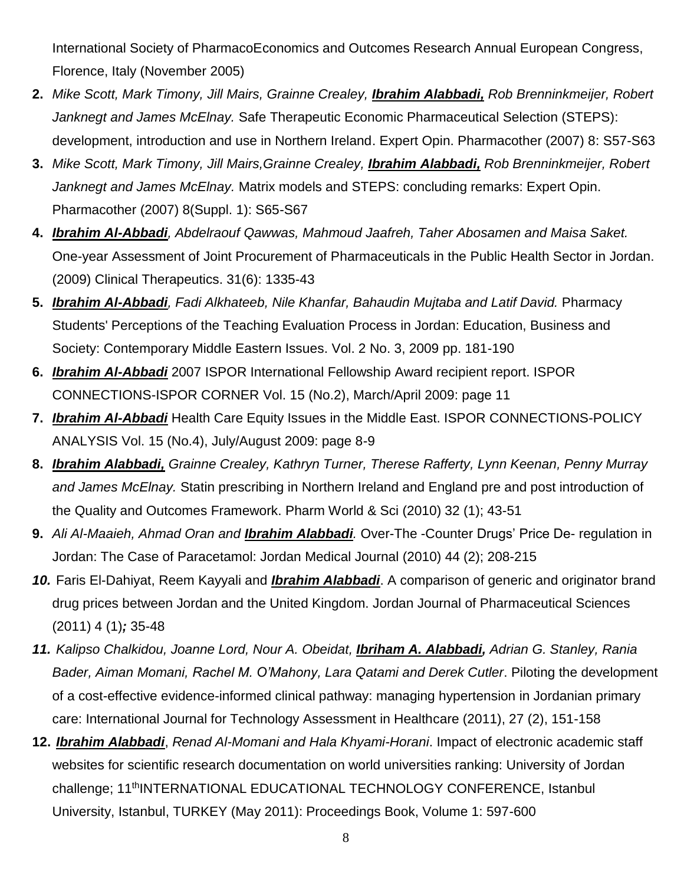International Society of PharmacoEconomics and Outcomes Research Annual European Congress, Florence, Italy (November 2005)

2. *Mike Scott, Mark Timony, Jill Mairs, Grainne Crealey, **Ibrahim Alabbadi,** Rob Brenninkmeijer, Robert Janknegt and James McElnay.* Safe Therapeutic Economic Pharmaceutical Selection (STEPS): development, introduction and use in Northern Ireland. Expert Opin. Pharmacother (2007) 8: S57-S63
3. *Mike Scott, Mark Timony, Jill Mairs,Grainne Crealey, **Ibrahim Alabbadi,** Rob Brenninkmeijer, Robert Janknegt and James McElnay.* Matrix models and STEPS: concluding remarks: Expert Opin. Pharmacother (2007) 8(Suppl. 1): S65-S67
4. ***Ibrahim Al-Abbadi**, Abdelraouf Qawwas, Mahmoud Jaafreh, Taher Abosamen and Maisa Saket.* One-year Assessment of Joint Procurement of Pharmaceuticals in the Public Health Sector in Jordan. (2009) Clinical Therapeutics. 31(6): 1335-43
5. ***Ibrahim Al-Abbadi**, Fadi Alkhateeb, Nile Khanfar, Bahaudin Mujtaba and Latif David.* Pharmacy Students' Perceptions of the Teaching Evaluation Process in Jordan: Education, Business and Society: Contemporary Middle Eastern Issues. Vol. 2 No. 3, 2009 pp. 181-190
6. ***Ibrahim Al-Abbadi*** 2007 ISPOR International Fellowship Award recipient report. ISPOR CONNECTIONS-ISPOR CORNER Vol. 15 (No.2), March/April 2009: page 11
7. ***Ibrahim Al-Abbadi*** Health Care Equity Issues in the Middle East. ISPOR CONNECTIONS-POLICY ANALYSIS Vol. 15 (No.4), July/August 2009: page 8-9
8. ***Ibrahim Alabbadi,** Grainne Crealey, Kathryn Turner, Therese Rafferty, Lynn Keenan, Penny Murray and James McElnay.* Statin prescribing in Northern Ireland and England pre and post introduction of the Quality and Outcomes Framework. Pharm World & Sci (2010) 32 (1); 43-51
9. *Ali Al-Maaieh, Ahmad Oran and **Ibrahim Alabbadi**.* Over-The -Counter Drugs' Price De- regulation in Jordan: The Case of Paracetamol: Jordan Medical Journal (2010) 44 (2); 208-215
10. Faris El-Dahiyat, Reem Kayyali and ***Ibrahim Alabbadi***. A comparison of generic and originator brand drug prices between Jordan and the United Kingdom. Jordan Journal of Pharmaceutical Sciences (2011) 4 (1)***;*** 35-48
11. *Kalipso Chalkidou, Joanne Lord, Nour A. Obeidat, **Ibriham A. Alabbadi,** Adrian G. Stanley, Rania Bader, Aiman Momani, Rachel M. O'Mahony, Lara Qatami and Derek Cutler*. Piloting the development of a cost-effective evidence-informed clinical pathway: managing hypertension in Jordanian primary care: International Journal for Technology Assessment in Healthcare (2011), 27 (2), 151-158
12. ***Ibrahim Alabbadi***, *Renad Al-Momani and Hala Khyami-Horani*. Impact of electronic academic staff websites for scientific research documentation on world universities ranking: University of Jordan challenge; 11thINTERNATIONAL EDUCATIONAL TECHNOLOGY CONFERENCE, Istanbul University, Istanbul, TURKEY (May 2011): Proceedings Book, Volume 1: 597-600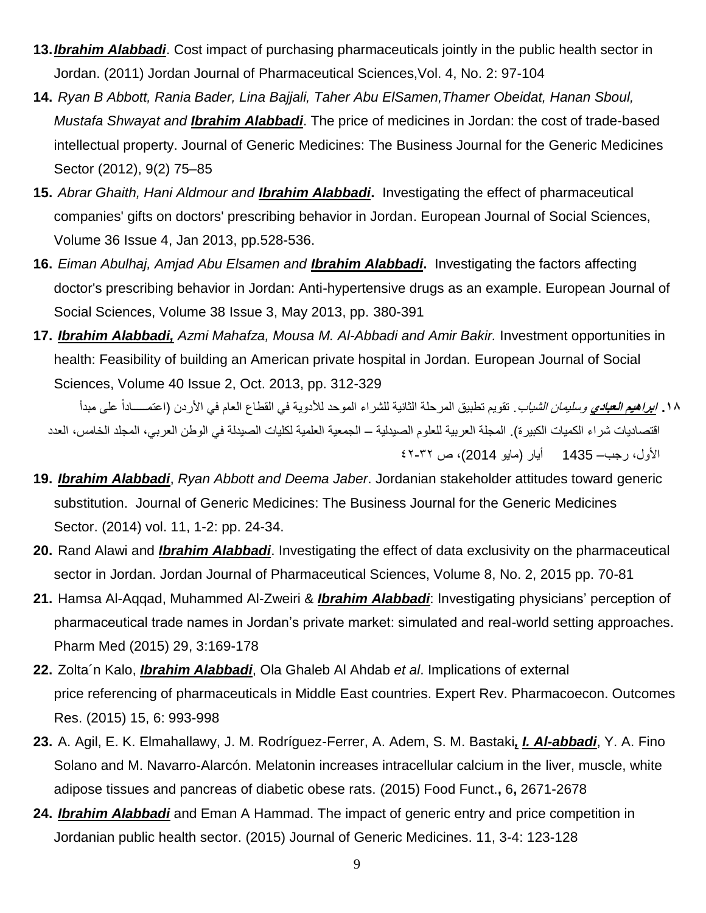13. ***Ibrahim Alabbadi***. Cost impact of purchasing pharmaceuticals jointly in the public health sector in Jordan. (2011) Jordan Journal of Pharmaceutical Sciences,Vol. 4, No. 2: 97-104

14. *Ryan B Abbott, Rania Bader, Lina Bajjali, Taher Abu ElSamen,Thamer Obeidat, Hanan Sboul, Mustafa Shwayat and* ***Ibrahim Alabbadi***. The price of medicines in Jordan: the cost of trade-based intellectual property. Journal of Generic Medicines: The Business Journal for the Generic Medicines Sector (2012), 9(2) 75–85

15. *Abrar Ghaith, Hani Aldmour and* ***Ibrahim Alabbadi*****.** Investigating the effect of pharmaceutical companies' gifts on doctors' prescribing behavior in Jordan. European Journal of Social Sciences, Volume 36 Issue 4, Jan 2013, pp.528-536.

16. *Eiman Abulhaj, Amjad Abu Elsamen and* ***Ibrahim Alabbadi*****.** Investigating the factors affecting doctor's prescribing behavior in Jordan: Anti-hypertensive drugs as an example. European Journal of Social Sciences, Volume 38 Issue 3, May 2013, pp. 380-391

17. ***Ibrahim Alabbadi,*** *Azmi Mahafza, Mousa M. Al-Abbadi and Amir Bakir.* Investment opportunities in health: Feasibility of building an American private hospital in Jordan. European Journal of Social Sciences, Volume 40 Issue 2, Oct. 2013, pp. 312-329

١٨. ***ابراهيم العبادي*** *وسليمان الشياب*. تقويم تطبيق المرحلة الثانية للشراء الموحد للأدوية في القطاع العام في الأردن (اعتمـــاداً على مبدأ اقتصاديات شراء الكميات الكبيرة). المجلة العربية للعلوم الصيدلية – الجمعية العلمية لكليات الصيدلة في الوطن العربي، المجلد الخامس، العدد الأول، رجب– 1435 أيار (مايو 2014)، ص ٣٢-٤٢

19. ***Ibrahim Alabbadi***, *Ryan Abbott and Deema Jaber*. Jordanian stakeholder attitudes toward generic substitution. Journal of Generic Medicines: The Business Journal for the Generic Medicines Sector. (2014) vol. 11, 1-2: pp. 24-34.

20. Rand Alawi and ***Ibrahim Alabbadi***. Investigating the effect of data exclusivity on the pharmaceutical sector in Jordan. Jordan Journal of Pharmaceutical Sciences, Volume 8, No. 2, 2015 pp. 70-81

21. Hamsa Al-Aqqad, Muhammed Al-Zweiri & ***Ibrahim Alabbadi***: Investigating physicians' perception of pharmaceutical trade names in Jordan's private market: simulated and real-world setting approaches. Pharm Med (2015) 29, 3:169-178

22. Zolta´n Kalo, ***Ibrahim Alabbadi***, Ola Ghaleb Al Ahdab *et al*. Implications of external price referencing of pharmaceuticals in Middle East countries. Expert Rev. Pharmacoecon. Outcomes Res. (2015) 15, 6: 993-998

23. A. Agil, E. K. Elmahallawy, J. M. Rodríguez-Ferrer, A. Adem, S. M. Bastaki***, I. Al-abbadi***, Y. A. Fino Solano and M. Navarro-Alarcón. Melatonin increases intracellular calcium in the liver, muscle, white adipose tissues and pancreas of diabetic obese rats. (2015) Food Funct.**,** 6**,** 2671-2678

24. ***Ibrahim Alabbadi*** and Eman A Hammad. The impact of generic entry and price competition in Jordanian public health sector. (2015) Journal of Generic Medicines. 11, 3-4: 123-128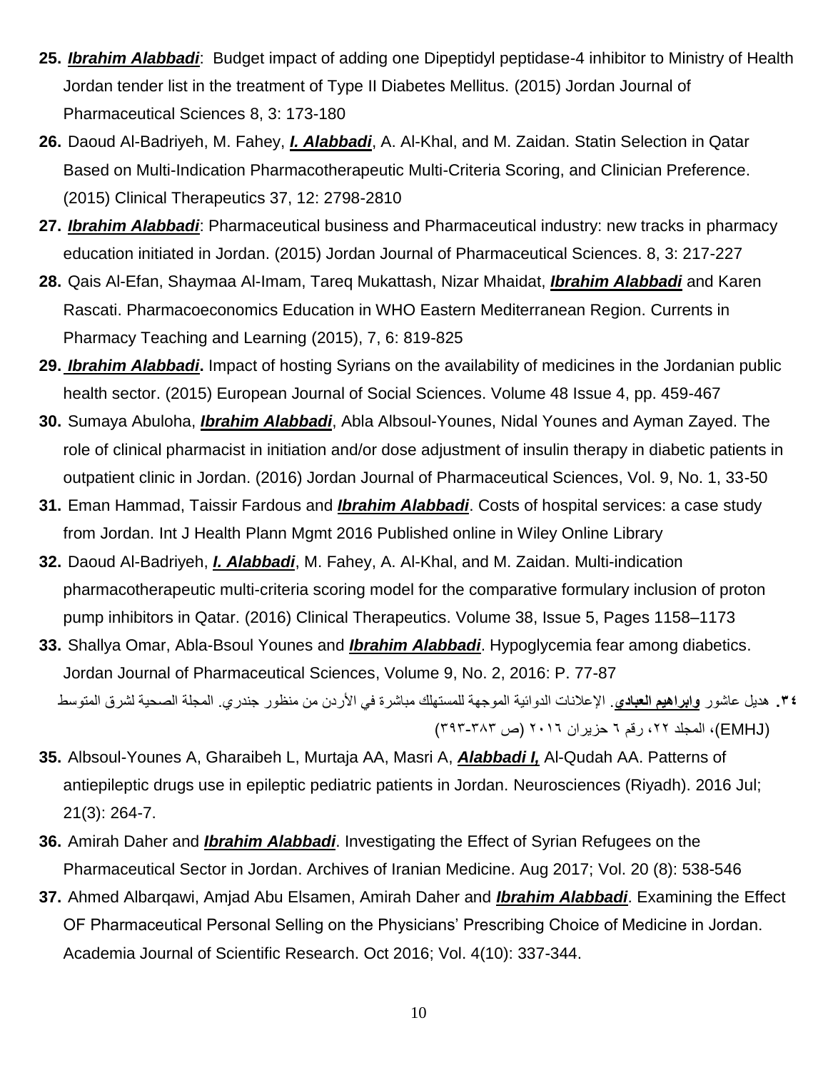**25.** ***Ibrahim Alabbadi***: Budget impact of adding one Dipeptidyl peptidase-4 inhibitor to Ministry of Health Jordan tender list in the treatment of Type II Diabetes Mellitus. (2015) Jordan Journal of Pharmaceutical Sciences 8, 3: 173-180

**26.** Daoud Al-Badriyeh, M. Fahey, ***I. Alabbadi***, A. Al-Khal, and M. Zaidan. Statin Selection in Qatar Based on Multi-Indication Pharmacotherapeutic Multi-Criteria Scoring, and Clinician Preference. (2015) Clinical Therapeutics 37, 12: 2798-2810

**27.** ***Ibrahim Alabbadi***: Pharmaceutical business and Pharmaceutical industry: new tracks in pharmacy education initiated in Jordan. (2015) Jordan Journal of Pharmaceutical Sciences. 8, 3: 217-227

**28.** Qais Al-Efan, Shaymaa Al-Imam, Tareq Mukattash, Nizar Mhaidat, ***Ibrahim Alabbadi*** and Karen Rascati. Pharmacoeconomics Education in WHO Eastern Mediterranean Region. Currents in Pharmacy Teaching and Learning (2015), 7, 6: 819-825

**29.** ***Ibrahim Alabbadi*****.** Impact of hosting Syrians on the availability of medicines in the Jordanian public health sector. (2015) European Journal of Social Sciences. Volume 48 Issue 4, pp. 459-467

**30.** Sumaya Abuloha, ***Ibrahim Alabbadi***, Abla Albsoul-Younes, Nidal Younes and Ayman Zayed. The role of clinical pharmacist in initiation and/or dose adjustment of insulin therapy in diabetic patients in outpatient clinic in Jordan. (2016) Jordan Journal of Pharmaceutical Sciences, Vol. 9, No. 1, 33-50

**31.** Eman Hammad, Taissir Fardous and ***Ibrahim Alabbadi***. Costs of hospital services: a case study from Jordan. Int J Health Plann Mgmt 2016 Published online in Wiley Online Library

**32.** Daoud Al-Badriyeh, ***I. Alabbadi***, M. Fahey, A. Al-Khal, and M. Zaidan. Multi-indication pharmacotherapeutic multi-criteria scoring model for the comparative formulary inclusion of proton pump inhibitors in Qatar. (2016) Clinical Therapeutics. Volume 38, Issue 5, Pages 1158–1173

**33.** Shallya Omar, Abla-Bsoul Younes and ***Ibrahim Alabbadi***. Hypoglycemia fear among diabetics. Jordan Journal of Pharmaceutical Sciences, Volume 9, No. 2, 2016: P. 77-87

**٣٤.** هديل عاشور **وابراهيم العبادي**. الإعلانات الدوائية الموجهة للمستهلك مباشرة في الأردن من منظور جندري. المجلة الصحية لشرق المتوسط (EMHJ)، المجلد ٢٢، رقم ٦ حزيران ٢٠١٦ (ص ٣٨٣-٣٩٣)

**35.** Albsoul-Younes A, Gharaibeh L, Murtaja AA, Masri A, ***Alabbadi I,*** Al-Qudah AA. Patterns of antiepileptic drugs use in epileptic pediatric patients in Jordan. Neurosciences (Riyadh). 2016 Jul; 21(3): 264-7.

**36.** Amirah Daher and ***Ibrahim Alabbadi***. Investigating the Effect of Syrian Refugees on the Pharmaceutical Sector in Jordan. Archives of Iranian Medicine. Aug 2017; Vol. 20 (8): 538-546

**37.** Ahmed Albarqawi, Amjad Abu Elsamen, Amirah Daher and ***Ibrahim Alabbadi***. Examining the Effect OF Pharmaceutical Personal Selling on the Physicians' Prescribing Choice of Medicine in Jordan. Academia Journal of Scientific Research. Oct 2016; Vol. 4(10): 337-344.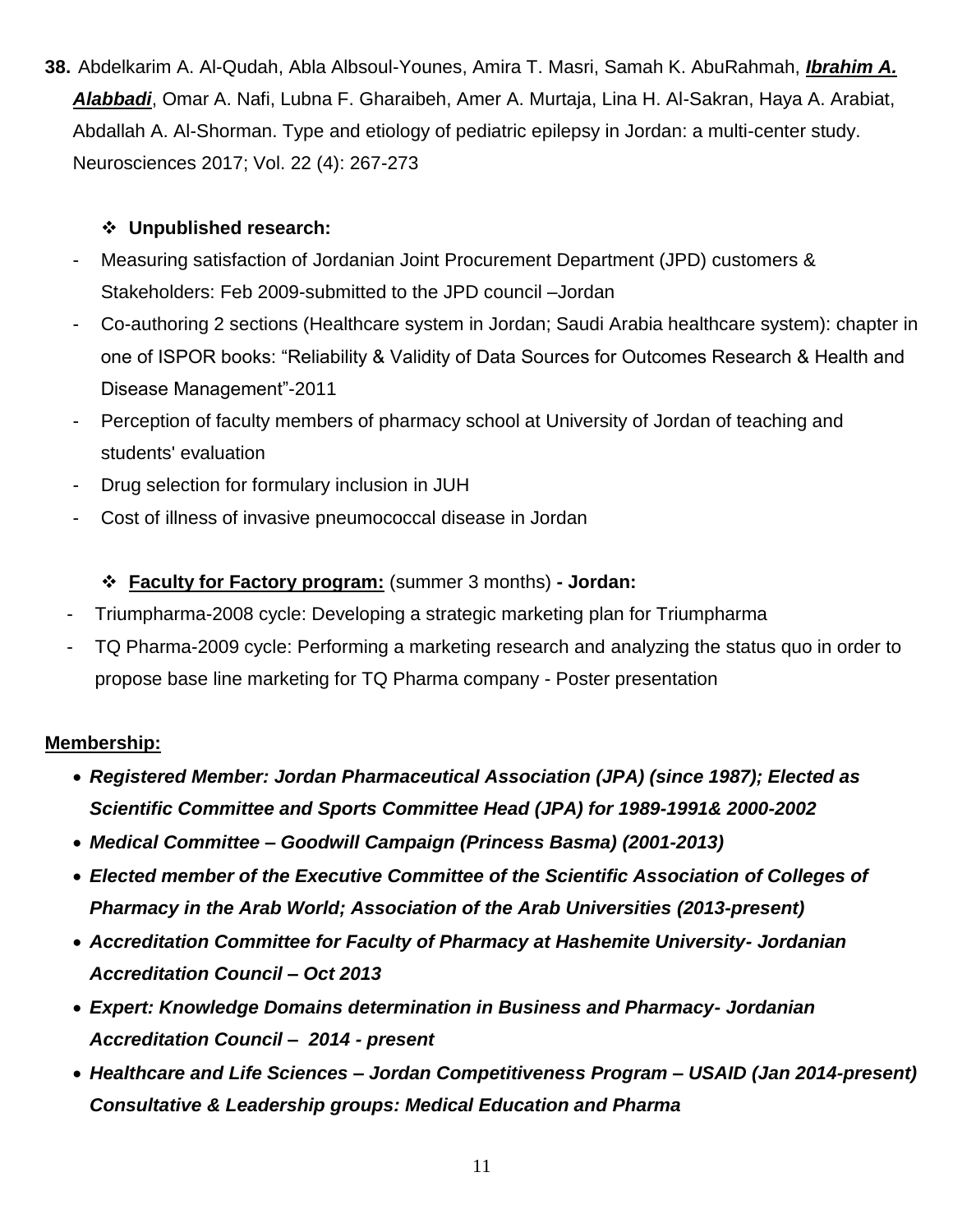**38.** Abdelkarim A. Al-Qudah, Abla Albsoul-Younes, Amira T. Masri, Samah K. AbuRahmah, ***Ibrahim A. Alabbadi***, Omar A. Nafi, Lubna F. Gharaibeh, Amer A. Murtaja, Lina H. Al-Sakran, Haya A. Arabiat, Abdallah A. Al-Shorman. Type and etiology of pediatric epilepsy in Jordan: a multi-center study. Neurosciences 2017; Vol. 22 (4): 267-273

❖ **Unpublished research:**

- Measuring satisfaction of Jordanian Joint Procurement Department (JPD) customers & Stakeholders: Feb 2009-submitted to the JPD council –Jordan
- Co-authoring 2 sections (Healthcare system in Jordan; Saudi Arabia healthcare system): chapter in one of ISPOR books: "Reliability & Validity of Data Sources for Outcomes Research & Health and Disease Management"-2011
- Perception of faculty members of pharmacy school at University of Jordan of teaching and students' evaluation
- Drug selection for formulary inclusion in JUH
- Cost of illness of invasive pneumococcal disease in Jordan

❖ **Faculty for Factory program:** (summer 3 months) **- Jordan:**

- Triumpharma-2008 cycle: Developing a strategic marketing plan for Triumpharma
- TQ Pharma-2009 cycle: Performing a marketing research and analyzing the status quo in order to propose base line marketing for TQ Pharma company - Poster presentation

**Membership:**

- ***Registered Member: Jordan Pharmaceutical Association (JPA) (since 1987); Elected as Scientific Committee and Sports Committee Head (JPA) for 1989-1991& 2000-2002***
- ***Medical Committee – Goodwill Campaign (Princess Basma) (2001-2013)***
- ***Elected member of the Executive Committee of the Scientific Association of Colleges of Pharmacy in the Arab World; Association of the Arab Universities (2013-present)***
- ***Accreditation Committee for Faculty of Pharmacy at Hashemite University- Jordanian Accreditation Council – Oct 2013***
- ***Expert: Knowledge Domains determination in Business and Pharmacy- Jordanian Accreditation Council – 2014 - present***
- ***Healthcare and Life Sciences – Jordan Competitiveness Program – USAID (Jan 2014-present) Consultative & Leadership groups: Medical Education and Pharma***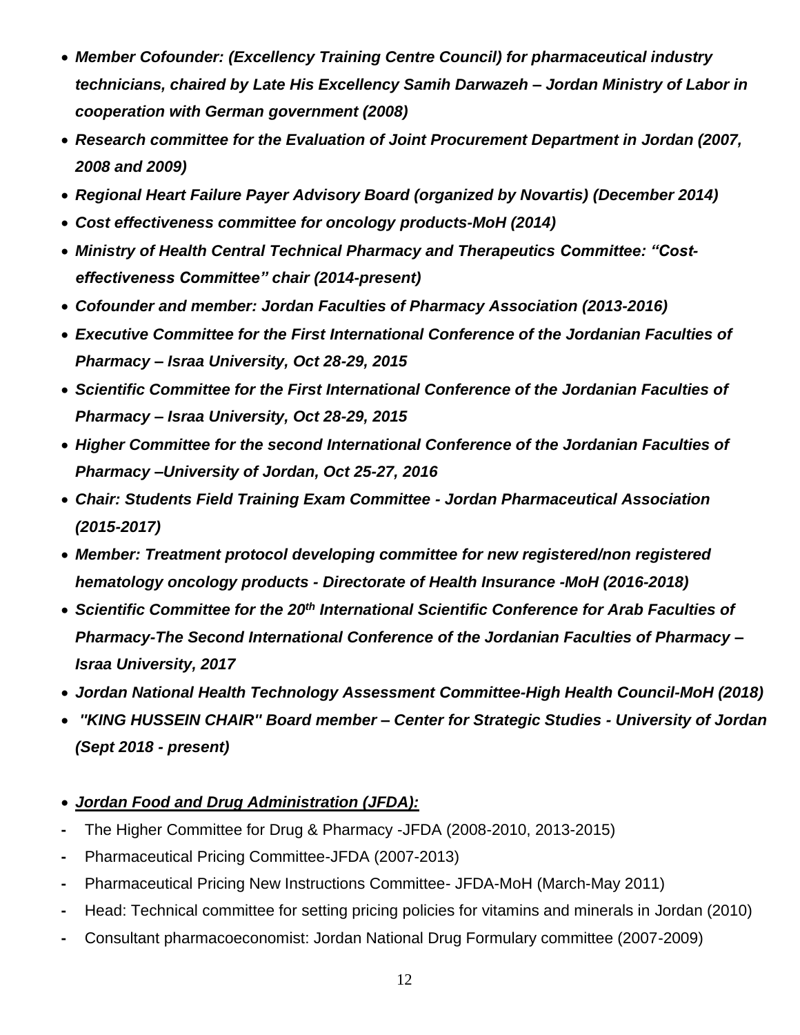- ***Member Cofounder: (Excellency Training Centre Council) for pharmaceutical industry technicians, chaired by Late His Excellency Samih Darwazeh – Jordan Ministry of Labor in cooperation with German government (2008)***
- ***Research committee for the Evaluation of Joint Procurement Department in Jordan (2007, 2008 and 2009)***
- ***Regional Heart Failure Payer Advisory Board (organized by Novartis) (December 2014)***
- ***Cost effectiveness committee for oncology products-MoH (2014)***
- ***Ministry of Health Central Technical Pharmacy and Therapeutics Committee: "Cost-effectiveness Committee" chair (2014-present)***
- ***Cofounder and member: Jordan Faculties of Pharmacy Association (2013-2016)***
- ***Executive Committee for the First International Conference of the Jordanian Faculties of Pharmacy – Israa University, Oct 28-29, 2015***
- ***Scientific Committee for the First International Conference of the Jordanian Faculties of Pharmacy – Israa University, Oct 28-29, 2015***
- ***Higher Committee for the second International Conference of the Jordanian Faculties of Pharmacy –University of Jordan, Oct 25-27, 2016***
- ***Chair: Students Field Training Exam Committee - Jordan Pharmaceutical Association (2015-2017)***
- ***Member: Treatment protocol developing committee for new registered/non registered hematology oncology products - Directorate of Health Insurance -MoH (2016-2018)***
- ***Scientific Committee for the 20th International Scientific Conference for Arab Faculties of Pharmacy-The Second International Conference of the Jordanian Faculties of Pharmacy – Israa University, 2017***
- ***Jordan National Health Technology Assessment Committee-High Health Council-MoH (2018)***
- ***"KING HUSSEIN CHAIR" Board member – Center for Strategic Studies - University of Jordan (Sept 2018 - present)***

- ***<u>Jordan Food and Drug Administration (JFDA):</u>***

- The Higher Committee for Drug & Pharmacy -JFDA (2008-2010, 2013-2015)
- Pharmaceutical Pricing Committee-JFDA (2007-2013)
- Pharmaceutical Pricing New Instructions Committee- JFDA-MoH (March-May 2011)
- Head: Technical committee for setting pricing policies for vitamins and minerals in Jordan (2010)
- Consultant pharmacoeconomist: Jordan National Drug Formulary committee (2007-2009)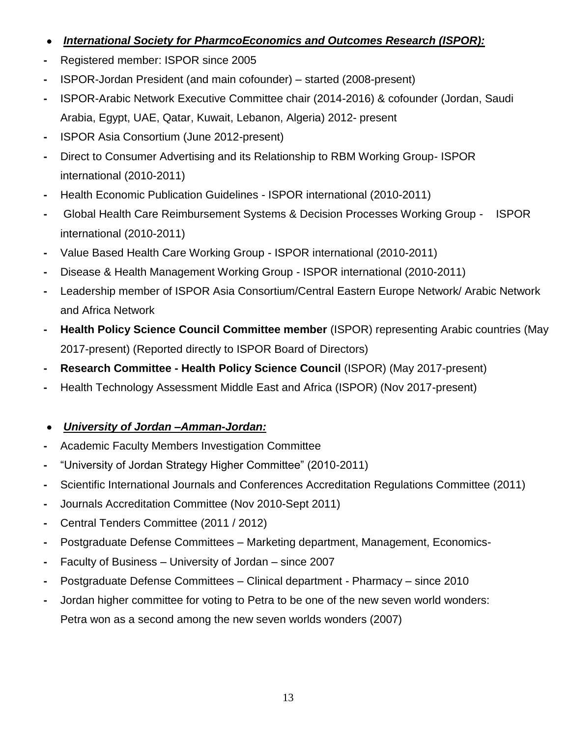- ***International Society for PharmcoEconomics and Outcomes Research (ISPOR):***

- Registered member: ISPOR since 2005
- ISPOR-Jordan President (and main cofounder) – started (2008-present)
- ISPOR-Arabic Network Executive Committee chair (2014-2016) & cofounder (Jordan, Saudi Arabia, Egypt, UAE, Qatar, Kuwait, Lebanon, Algeria) 2012- present
- ISPOR Asia Consortium (June 2012-present)
- Direct to Consumer Advertising and its Relationship to RBM Working Group- ISPOR international (2010-2011)
- Health Economic Publication Guidelines - ISPOR international (2010-2011)
- Global Health Care Reimbursement Systems & Decision Processes Working Group - ISPOR international (2010-2011)
- Value Based Health Care Working Group - ISPOR international (2010-2011)
- Disease & Health Management Working Group - ISPOR international (2010-2011)
- Leadership member of ISPOR Asia Consortium/Central Eastern Europe Network/ Arabic Network and Africa Network
- **Health Policy Science Council Committee member** (ISPOR) representing Arabic countries (May 2017-present) (Reported directly to ISPOR Board of Directors)
- **Research Committee - Health Policy Science Council** (ISPOR) (May 2017-present)
- Health Technology Assessment Middle East and Africa (ISPOR) (Nov 2017-present)

- ***University of Jordan –Amman-Jordan:***

- Academic Faculty Members Investigation Committee
- "University of Jordan Strategy Higher Committee" (2010-2011)
- Scientific International Journals and Conferences Accreditation Regulations Committee (2011)
- Journals Accreditation Committee (Nov 2010-Sept 2011)
- Central Tenders Committee (2011 / 2012)
- Postgraduate Defense Committees – Marketing department, Management, Economics-
- Faculty of Business – University of Jordan – since 2007
- Postgraduate Defense Committees – Clinical department - Pharmacy – since 2010
- Jordan higher committee for voting to Petra to be one of the new seven world wonders: Petra won as a second among the new seven worlds wonders (2007)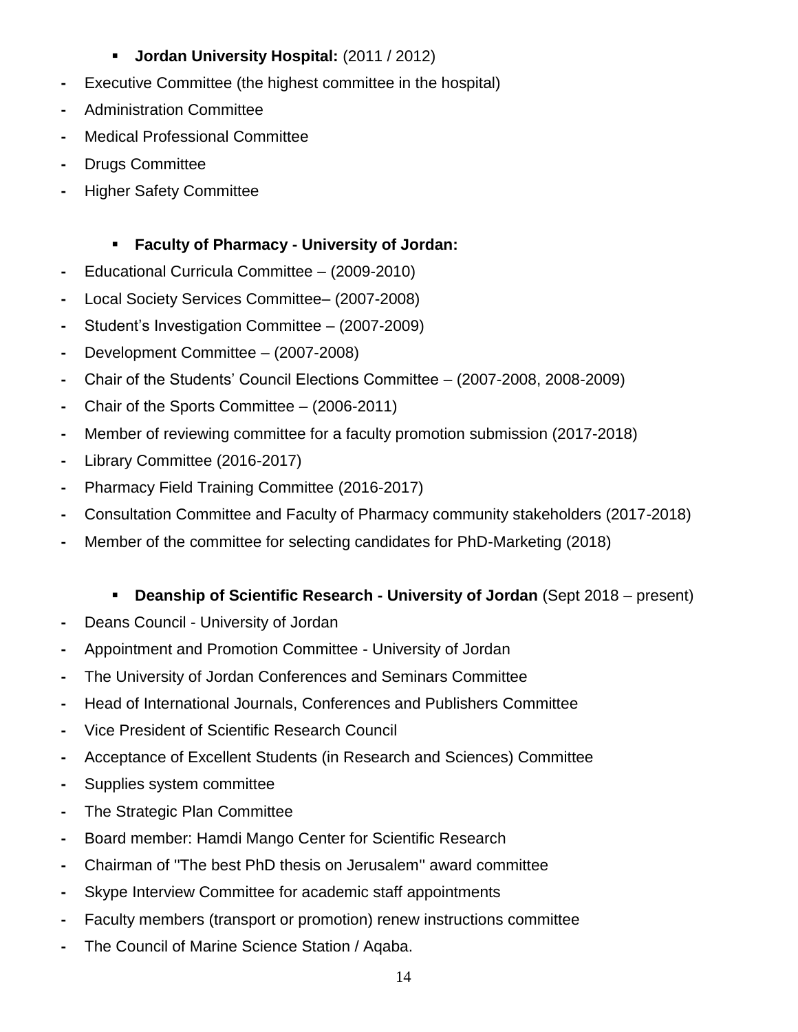- **Jordan University Hospital:** (2011 / 2012)

- Executive Committee (the highest committee in the hospital)
- Administration Committee
- Medical Professional Committee
- Drugs Committee
- Higher Safety Committee

- **Faculty of Pharmacy - University of Jordan:**

- Educational Curricula Committee – (2009-2010)
- Local Society Services Committee– (2007-2008)
- Student's Investigation Committee – (2007-2009)
- Development Committee – (2007-2008)
- Chair of the Students' Council Elections Committee – (2007-2008, 2008-2009)
- Chair of the Sports Committee – (2006-2011)
- Member of reviewing committee for a faculty promotion submission (2017-2018)
- Library Committee (2016-2017)
- Pharmacy Field Training Committee (2016-2017)
- Consultation Committee and Faculty of Pharmacy community stakeholders (2017-2018)
- Member of the committee for selecting candidates for PhD-Marketing (2018)

- **Deanship of Scientific Research - University of Jordan** (Sept 2018 – present)

- Deans Council - University of Jordan
- Appointment and Promotion Committee - University of Jordan
- The University of Jordan Conferences and Seminars Committee
- Head of International Journals, Conferences and Publishers Committee
- Vice President of Scientific Research Council
- Acceptance of Excellent Students (in Research and Sciences) Committee
- Supplies system committee
- The Strategic Plan Committee
- Board member: Hamdi Mango Center for Scientific Research
- Chairman of ''The best PhD thesis on Jerusalem'' award committee
- Skype Interview Committee for academic staff appointments
- Faculty members (transport or promotion) renew instructions committee
- The Council of Marine Science Station / Aqaba.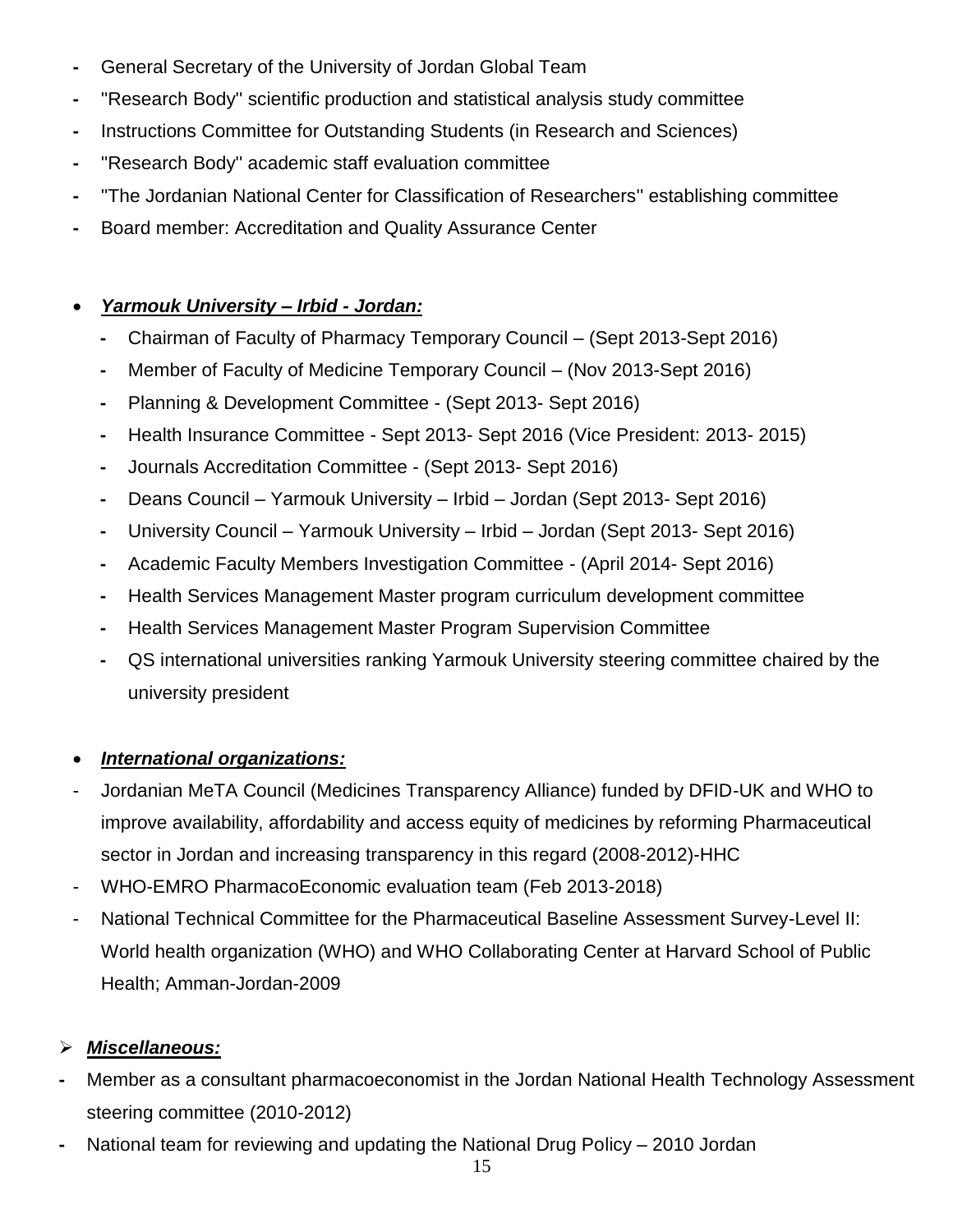- General Secretary of the University of Jordan Global Team
- "Research Body" scientific production and statistical analysis study committee
- Instructions Committee for Outstanding Students (in Research and Sciences)
- "Research Body" academic staff evaluation committee
- "The Jordanian National Center for Classification of Researchers" establishing committee
- Board member: Accreditation and Quality Assurance Center

- ***Yarmouk University – Irbid - Jordan:***
  - Chairman of Faculty of Pharmacy Temporary Council – (Sept 2013-Sept 2016)
  - Member of Faculty of Medicine Temporary Council – (Nov 2013-Sept 2016)
  - Planning & Development Committee - (Sept 2013- Sept 2016)
  - Health Insurance Committee - Sept 2013- Sept 2016 (Vice President: 2013- 2015)
  - Journals Accreditation Committee - (Sept 2013- Sept 2016)
  - Deans Council – Yarmouk University – Irbid – Jordan (Sept 2013- Sept 2016)
  - University Council – Yarmouk University – Irbid – Jordan (Sept 2013- Sept 2016)
  - Academic Faculty Members Investigation Committee - (April 2014- Sept 2016)
  - Health Services Management Master program curriculum development committee
  - Health Services Management Master Program Supervision Committee
  - QS international universities ranking Yarmouk University steering committee chaired by the university president

- ***International organizations:***
  - Jordanian MeTA Council (Medicines Transparency Alliance) funded by DFID-UK and WHO to improve availability, affordability and access equity of medicines by reforming Pharmaceutical sector in Jordan and increasing transparency in this regard (2008-2012)-HHC
  - WHO-EMRO PharmacoEconomic evaluation team (Feb 2013-2018)
  - National Technical Committee for the Pharmaceutical Baseline Assessment Survey-Level II: World health organization (WHO) and WHO Collaborating Center at Harvard School of Public Health; Amman-Jordan-2009

## ***Miscellaneous:***

- Member as a consultant pharmacoeconomist in the Jordan National Health Technology Assessment steering committee (2010-2012)
- National team for reviewing and updating the National Drug Policy – 2010 Jordan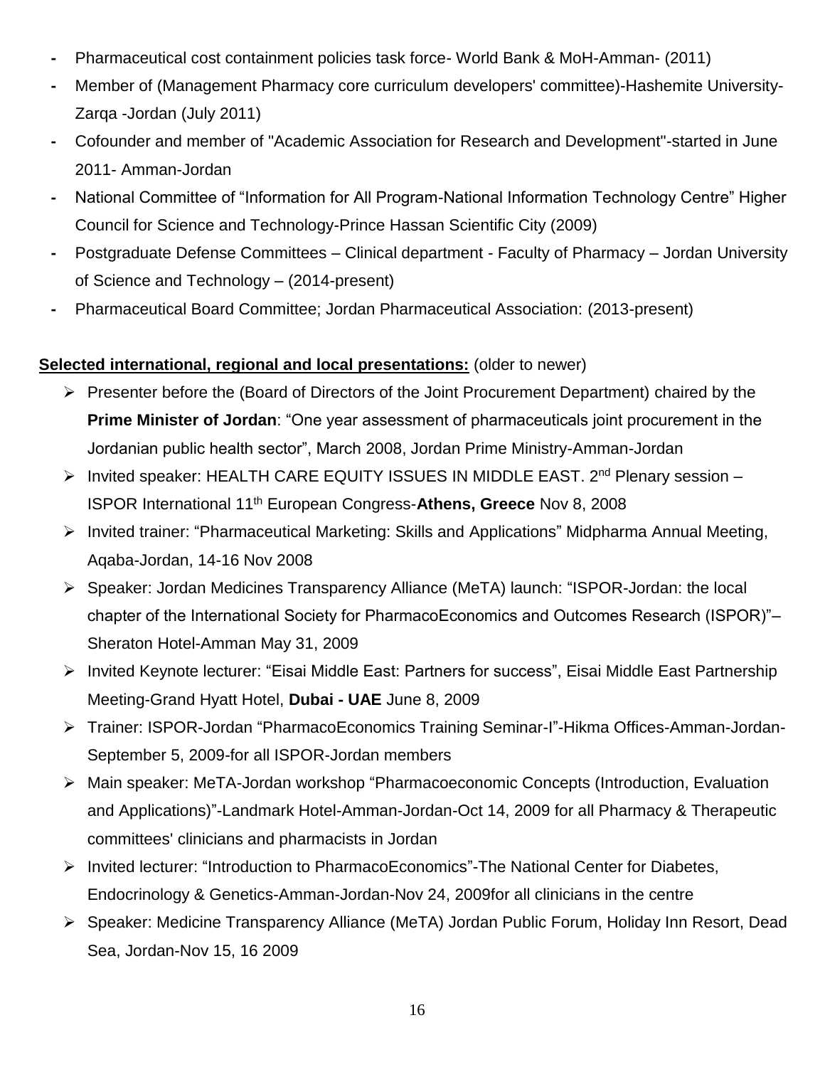- Pharmaceutical cost containment policies task force- World Bank & MoH-Amman- (2011)
- Member of (Management Pharmacy core curriculum developers' committee)-Hashemite University-Zarqa -Jordan (July 2011)
- Cofounder and member of "Academic Association for Research and Development"-started in June 2011- Amman-Jordan
- National Committee of "Information for All Program-National Information Technology Centre" Higher Council for Science and Technology-Prince Hassan Scientific City (2009)
- Postgraduate Defense Committees – Clinical department - Faculty of Pharmacy – Jordan University of Science and Technology – (2014-present)
- Pharmaceutical Board Committee; Jordan Pharmaceutical Association: (2013-present)

**<u>Selected international, regional and local presentations:</u>** (older to newer)

- Presenter before the (Board of Directors of the Joint Procurement Department) chaired by the **Prime Minister of Jordan**: "One year assessment of pharmaceuticals joint procurement in the Jordanian public health sector", March 2008, Jordan Prime Ministry-Amman-Jordan
- Invited speaker: HEALTH CARE EQUITY ISSUES IN MIDDLE EAST. 2nd Plenary session – ISPOR International 11th European Congress-**Athens, Greece** Nov 8, 2008
- Invited trainer: "Pharmaceutical Marketing: Skills and Applications" Midpharma Annual Meeting, Aqaba-Jordan, 14-16 Nov 2008
- Speaker: Jordan Medicines Transparency Alliance (MeTA) launch: "ISPOR-Jordan: the local chapter of the International Society for PharmacoEconomics and Outcomes Research (ISPOR)"– Sheraton Hotel-Amman May 31, 2009
- Invited Keynote lecturer: "Eisai Middle East: Partners for success", Eisai Middle East Partnership Meeting-Grand Hyatt Hotel, **Dubai - UAE** June 8, 2009
- Trainer: ISPOR-Jordan "PharmacoEconomics Training Seminar-I"-Hikma Offices-Amman-Jordan-September 5, 2009-for all ISPOR-Jordan members
- Main speaker: MeTA-Jordan workshop "Pharmacoeconomic Concepts (Introduction, Evaluation and Applications)"-Landmark Hotel-Amman-Jordan-Oct 14, 2009 for all Pharmacy & Therapeutic committees' clinicians and pharmacists in Jordan
- Invited lecturer: "Introduction to PharmacoEconomics"-The National Center for Diabetes, Endocrinology & Genetics-Amman-Jordan-Nov 24, 2009for all clinicians in the centre
- Speaker: Medicine Transparency Alliance (MeTA) Jordan Public Forum, Holiday Inn Resort, Dead Sea, Jordan-Nov 15, 16 2009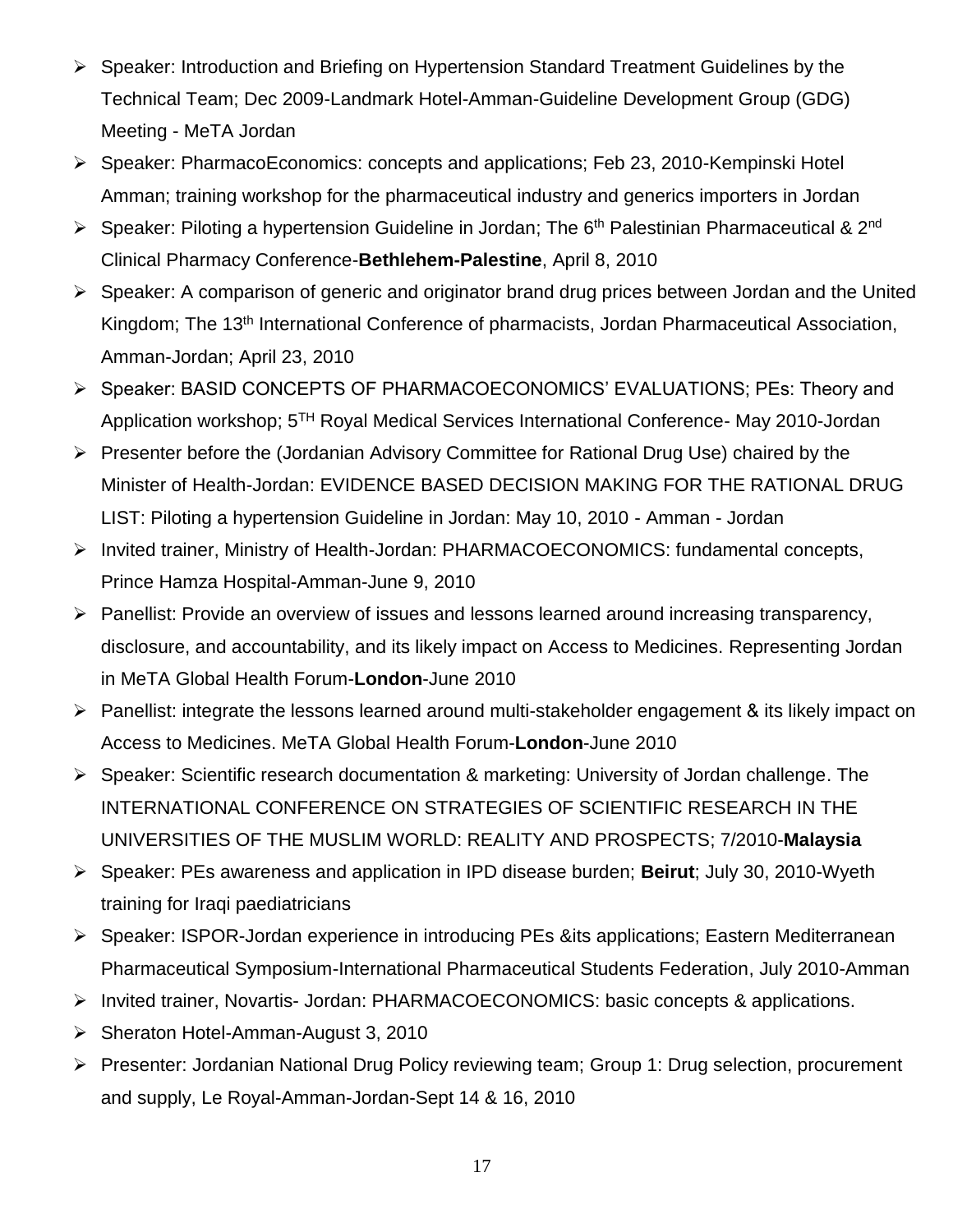- Speaker: Introduction and Briefing on Hypertension Standard Treatment Guidelines by the Technical Team; Dec 2009-Landmark Hotel-Amman-Guideline Development Group (GDG) Meeting - MeTA Jordan
- Speaker: PharmacoEconomics: concepts and applications; Feb 23, 2010-Kempinski Hotel Amman; training workshop for the pharmaceutical industry and generics importers in Jordan
- Speaker: Piloting a hypertension Guideline in Jordan; The 6th Palestinian Pharmaceutical & 2nd Clinical Pharmacy Conference-**Bethlehem-Palestine**, April 8, 2010
- Speaker: A comparison of generic and originator brand drug prices between Jordan and the United Kingdom; The 13th International Conference of pharmacists, Jordan Pharmaceutical Association, Amman-Jordan; April 23, 2010
- Speaker: BASID CONCEPTS OF PHARMACOECONOMICS' EVALUATIONS; PEs: Theory and Application workshop; 5TH Royal Medical Services International Conference- May 2010-Jordan
- Presenter before the (Jordanian Advisory Committee for Rational Drug Use) chaired by the Minister of Health-Jordan: EVIDENCE BASED DECISION MAKING FOR THE RATIONAL DRUG LIST: Piloting a hypertension Guideline in Jordan: May 10, 2010 - Amman - Jordan
- Invited trainer, Ministry of Health-Jordan: PHARMACOECONOMICS: fundamental concepts, Prince Hamza Hospital-Amman-June 9, 2010
- Panellist: Provide an overview of issues and lessons learned around increasing transparency, disclosure, and accountability, and its likely impact on Access to Medicines. Representing Jordan in MeTA Global Health Forum-**London**-June 2010
- Panellist: integrate the lessons learned around multi-stakeholder engagement & its likely impact on Access to Medicines. MeTA Global Health Forum-**London**-June 2010
- Speaker: Scientific research documentation & marketing: University of Jordan challenge. The INTERNATIONAL CONFERENCE ON STRATEGIES OF SCIENTIFIC RESEARCH IN THE UNIVERSITIES OF THE MUSLIM WORLD: REALITY AND PROSPECTS; 7/2010-**Malaysia**
- Speaker: PEs awareness and application in IPD disease burden; **Beirut**; July 30, 2010-Wyeth training for Iraqi paediatricians
- Speaker: ISPOR-Jordan experience in introducing PEs &its applications; Eastern Mediterranean Pharmaceutical Symposium-International Pharmaceutical Students Federation, July 2010-Amman
- Invited trainer, Novartis- Jordan: PHARMACOECONOMICS: basic concepts & applications.
- Sheraton Hotel-Amman-August 3, 2010
- Presenter: Jordanian National Drug Policy reviewing team; Group 1: Drug selection, procurement and supply, Le Royal-Amman-Jordan-Sept 14 & 16, 2010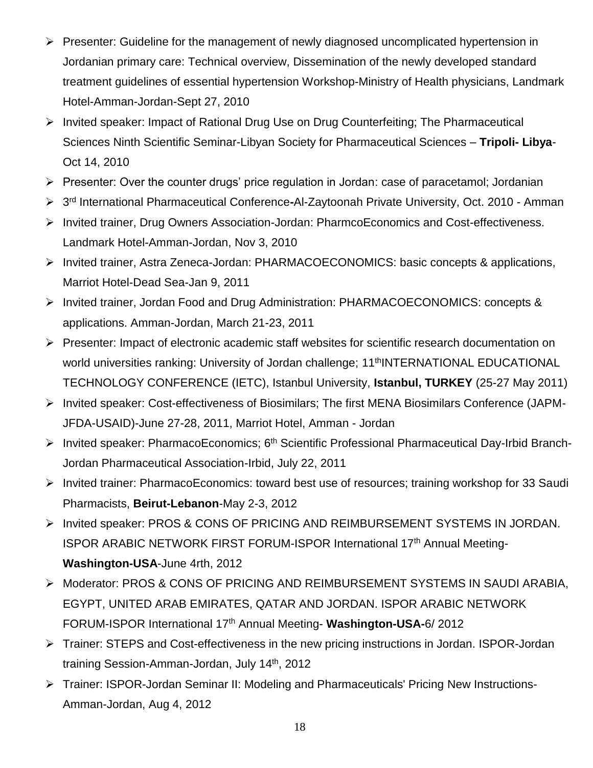- Presenter: Guideline for the management of newly diagnosed uncomplicated hypertension in Jordanian primary care: Technical overview, Dissemination of the newly developed standard treatment guidelines of essential hypertension Workshop-Ministry of Health physicians, Landmark Hotel-Amman-Jordan-Sept 27, 2010
- Invited speaker: Impact of Rational Drug Use on Drug Counterfeiting; The Pharmaceutical Sciences Ninth Scientific Seminar-Libyan Society for Pharmaceutical Sciences – **Tripoli- Libya**-Oct 14, 2010
- Presenter: Over the counter drugs' price regulation in Jordan: case of paracetamol; Jordanian
- 3rd International Pharmaceutical Conference**-**Al-Zaytoonah Private University, Oct. 2010 - Amman
- Invited trainer, Drug Owners Association-Jordan: PharmcoEconomics and Cost-effectiveness. Landmark Hotel-Amman-Jordan, Nov 3, 2010
- Invited trainer, Astra Zeneca-Jordan: PHARMACOECONOMICS: basic concepts & applications, Marriot Hotel-Dead Sea-Jan 9, 2011
- Invited trainer, Jordan Food and Drug Administration: PHARMACOECONOMICS: concepts & applications. Amman-Jordan, March 21-23, 2011
- Presenter: Impact of electronic academic staff websites for scientific research documentation on world universities ranking: University of Jordan challenge; 11thINTERNATIONAL EDUCATIONAL TECHNOLOGY CONFERENCE (IETC), Istanbul University, **Istanbul, TURKEY** (25-27 May 2011)
- Invited speaker: Cost-effectiveness of Biosimilars; The first MENA Biosimilars Conference (JAPM-JFDA-USAID)-June 27-28, 2011, Marriot Hotel, Amman - Jordan
- Invited speaker: PharmacoEconomics; 6th Scientific Professional Pharmaceutical Day-Irbid Branch-Jordan Pharmaceutical Association-Irbid, July 22, 2011
- Invited trainer: PharmacoEconomics: toward best use of resources; training workshop for 33 Saudi Pharmacists, **Beirut-Lebanon**-May 2-3, 2012
- Invited speaker: PROS & CONS OF PRICING AND REIMBURSEMENT SYSTEMS IN JORDAN. ISPOR ARABIC NETWORK FIRST FORUM-ISPOR International 17th Annual Meeting-**Washington-USA**-June 4rth, 2012
- Moderator: PROS & CONS OF PRICING AND REIMBURSEMENT SYSTEMS IN SAUDI ARABIA, EGYPT, UNITED ARAB EMIRATES, QATAR AND JORDAN. ISPOR ARABIC NETWORK FORUM-ISPOR International 17th Annual Meeting- **Washington-USA-**6/ 2012
- Trainer: STEPS and Cost-effectiveness in the new pricing instructions in Jordan. ISPOR-Jordan training Session-Amman-Jordan, July 14th, 2012
- Trainer: ISPOR-Jordan Seminar II: Modeling and Pharmaceuticals' Pricing New Instructions-Amman-Jordan, Aug 4, 2012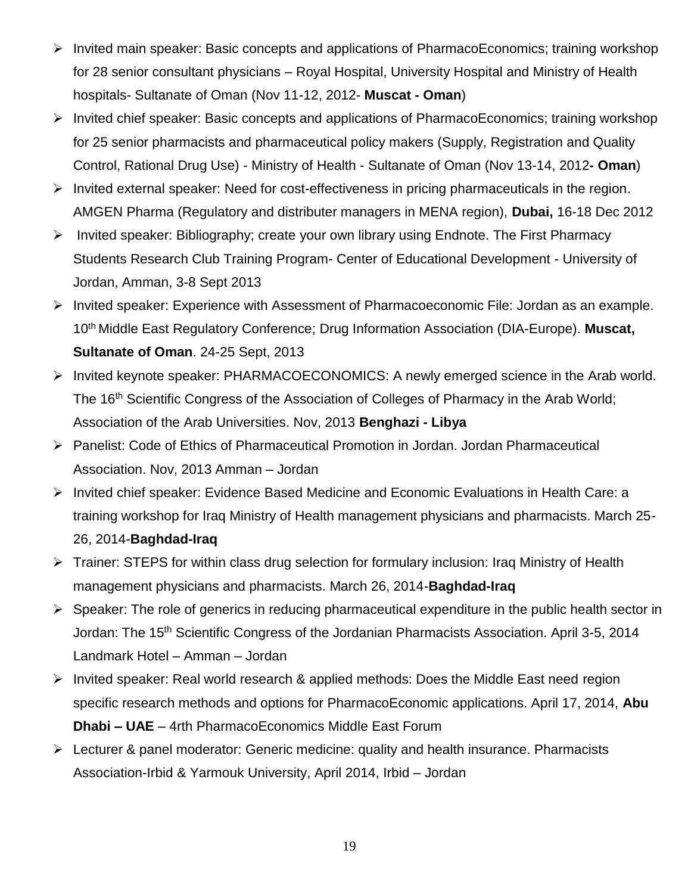- Invited main speaker: Basic concepts and applications of PharmacoEconomics; training workshop for 28 senior consultant physicians – Royal Hospital, University Hospital and Ministry of Health hospitals- Sultanate of Oman (Nov 11-12, 2012- **Muscat - Oman**)
- Invited chief speaker: Basic concepts and applications of PharmacoEconomics; training workshop for 25 senior pharmacists and pharmaceutical policy makers (Supply, Registration and Quality Control, Rational Drug Use) - Ministry of Health - Sultanate of Oman (Nov 13-14, 2012**- Oman**)
- Invited external speaker: Need for cost-effectiveness in pricing pharmaceuticals in the region. AMGEN Pharma (Regulatory and distributer managers in MENA region), **Dubai,** 16-18 Dec 2012
- Invited speaker: Bibliography; create your own library using Endnote. The First Pharmacy Students Research Club Training Program- Center of Educational Development - University of Jordan, Amman, 3-8 Sept 2013
- Invited speaker: Experience with Assessment of Pharmacoeconomic File: Jordan as an example. 10th Middle East Regulatory Conference; Drug Information Association (DIA-Europe). **Muscat, Sultanate of Oman**. 24-25 Sept, 2013
- Invited keynote speaker: PHARMACOECONOMICS: A newly emerged science in the Arab world. The 16th Scientific Congress of the Association of Colleges of Pharmacy in the Arab World; Association of the Arab Universities. Nov, 2013 **Benghazi - Libya**
- Panelist: Code of Ethics of Pharmaceutical Promotion in Jordan. Jordan Pharmaceutical Association. Nov, 2013 Amman – Jordan
- Invited chief speaker: Evidence Based Medicine and Economic Evaluations in Health Care: a training workshop for Iraq Ministry of Health management physicians and pharmacists. March 25-26, 2014-**Baghdad-Iraq**
- Trainer: STEPS for within class drug selection for formulary inclusion: Iraq Ministry of Health management physicians and pharmacists. March 26, 2014-**Baghdad-Iraq**
- Speaker: The role of generics in reducing pharmaceutical expenditure in the public health sector in Jordan: The 15th Scientific Congress of the Jordanian Pharmacists Association. April 3-5, 2014 Landmark Hotel – Amman – Jordan
- Invited speaker: Real world research & applied methods: Does the Middle East need region specific research methods and options for PharmacoEconomic applications. April 17, 2014, **Abu Dhabi – UAE** – 4rth PharmacoEconomics Middle East Forum
- Lecturer & panel moderator: Generic medicine: quality and health insurance. Pharmacists Association-Irbid & Yarmouk University, April 2014, Irbid – Jordan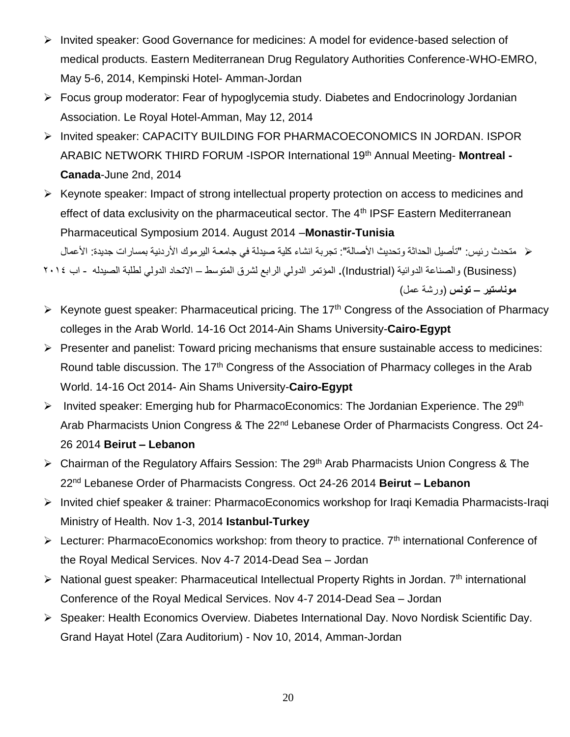- Invited speaker: Good Governance for medicines: A model for evidence-based selection of medical products. Eastern Mediterranean Drug Regulatory Authorities Conference-WHO-EMRO, May 5-6, 2014, Kempinski Hotel- Amman-Jordan
- Focus group moderator: Fear of hypoglycemia study. Diabetes and Endocrinology Jordanian Association. Le Royal Hotel-Amman, May 12, 2014
- Invited speaker: CAPACITY BUILDING FOR PHARMACOECONOMICS IN JORDAN. ISPOR ARABIC NETWORK THIRD FORUM -ISPOR International 19th Annual Meeting- **Montreal - Canada**-June 2nd, 2014
- Keynote speaker: Impact of strong intellectual property protection on access to medicines and effect of data exclusivity on the pharmaceutical sector. The 4th IPSF Eastern Mediterranean Pharmaceutical Symposium 2014. August 2014 –**Monastir-Tunisia**
- متحدث رئيس: "تأصيل الحداثة وتحديث الأصالة": تجربة انشاء كلية صيدلة في جامعـة اليرموك الأردنية بمسارات جديدة: الأعمال (Business) والصناعة الدوائية (Industrial)**.** المؤتمر الدولي الرابع لشرق المتوسط – الاتحاد الدولي لطلبة الصيدله - اب ٢٠١٤ **موناستير – تونس** (ورشة عمل)
- Keynote guest speaker: Pharmaceutical pricing. The 17th Congress of the Association of Pharmacy colleges in the Arab World. 14-16 Oct 2014-Ain Shams University-**Cairo-Egypt**
- Presenter and panelist: Toward pricing mechanisms that ensure sustainable access to medicines: Round table discussion. The 17th Congress of the Association of Pharmacy colleges in the Arab World. 14-16 Oct 2014- Ain Shams University-**Cairo-Egypt**
- Invited speaker: Emerging hub for PharmacoEconomics: The Jordanian Experience. The 29th Arab Pharmacists Union Congress & The 22nd Lebanese Order of Pharmacists Congress. Oct 24-26 2014 **Beirut – Lebanon**
- Chairman of the Regulatory Affairs Session: The 29th Arab Pharmacists Union Congress & The 22nd Lebanese Order of Pharmacists Congress. Oct 24-26 2014 **Beirut – Lebanon**
- Invited chief speaker & trainer: PharmacoEconomics workshop for Iraqi Kemadia Pharmacists-Iraqi Ministry of Health. Nov 1-3, 2014 **Istanbul-Turkey**
- Lecturer: PharmacoEconomics workshop: from theory to practice. 7th international Conference of the Royal Medical Services. Nov 4-7 2014-Dead Sea – Jordan
- National guest speaker: Pharmaceutical Intellectual Property Rights in Jordan. 7th international Conference of the Royal Medical Services. Nov 4-7 2014-Dead Sea – Jordan
- Speaker: Health Economics Overview. Diabetes International Day. Novo Nordisk Scientific Day. Grand Hayat Hotel (Zara Auditorium) - Nov 10, 2014, Amman-Jordan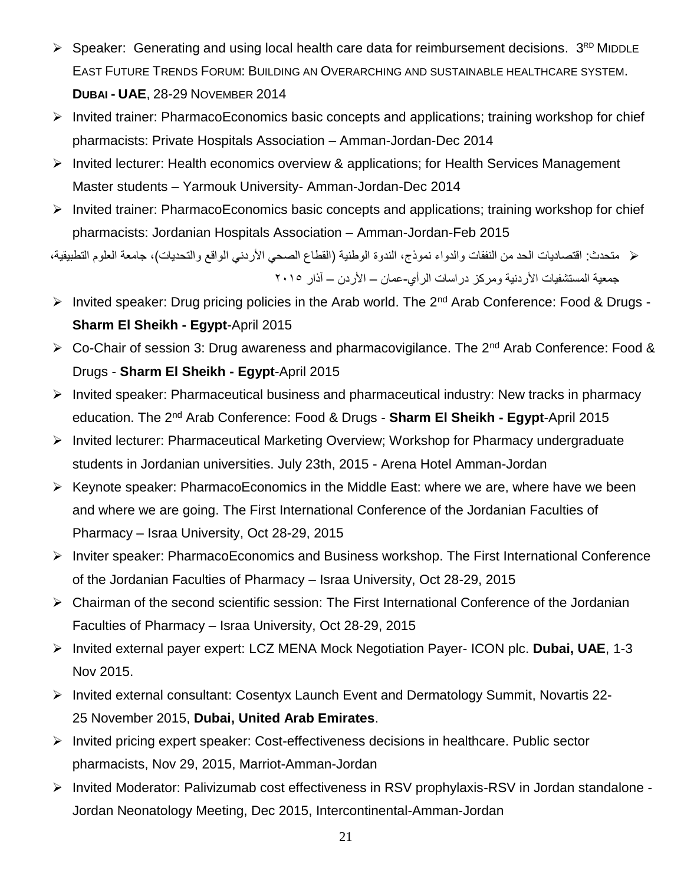- Speaker: Generating and using local health care data for reimbursement decisions. 3RD MIDDLE EAST FUTURE TRENDS FORUM: BUILDING AN OVERARCHING AND SUSTAINABLE HEALTHCARE SYSTEM. **DUBAI - UAE**, 28-29 NOVEMBER 2014
- Invited trainer: PharmacoEconomics basic concepts and applications; training workshop for chief pharmacists: Private Hospitals Association – Amman-Jordan-Dec 2014
- Invited lecturer: Health economics overview & applications; for Health Services Management Master students – Yarmouk University- Amman-Jordan-Dec 2014
- Invited trainer: PharmacoEconomics basic concepts and applications; training workshop for chief pharmacists: Jordanian Hospitals Association – Amman-Jordan-Feb 2015
- متحدث: اقتصاديات الحد من النفقات والدواء نموذج، الندوة الوطنية (القطاع الصحي الأردني الواقع والتحديات)، جامعة العلوم التطبيقية، جمعية المستشفيات الأردنية ومركز دراسات الرأي-عمان – الأردن – آذار ٢٠١٥
- Invited speaker: Drug pricing policies in the Arab world. The 2nd Arab Conference: Food & Drugs - **Sharm El Sheikh - Egypt**-April 2015
- Co-Chair of session 3: Drug awareness and pharmacovigilance. The 2nd Arab Conference: Food & Drugs - **Sharm El Sheikh - Egypt**-April 2015
- Invited speaker: Pharmaceutical business and pharmaceutical industry: New tracks in pharmacy education. The 2nd Arab Conference: Food & Drugs - **Sharm El Sheikh - Egypt**-April 2015
- Invited lecturer: Pharmaceutical Marketing Overview; Workshop for Pharmacy undergraduate students in Jordanian universities. July 23th, 2015 - Arena Hotel Amman-Jordan
- Keynote speaker: PharmacoEconomics in the Middle East: where we are, where have we been and where we are going. The First International Conference of the Jordanian Faculties of Pharmacy – Israa University, Oct 28-29, 2015
- Inviter speaker: PharmacoEconomics and Business workshop. The First International Conference of the Jordanian Faculties of Pharmacy – Israa University, Oct 28-29, 2015
- Chairman of the second scientific session: The First International Conference of the Jordanian Faculties of Pharmacy – Israa University, Oct 28-29, 2015
- Invited external payer expert: LCZ MENA Mock Negotiation Payer- ICON plc. **Dubai, UAE**, 1-3 Nov 2015.
- Invited external consultant: Cosentyx Launch Event and Dermatology Summit, Novartis 22-25 November 2015, **Dubai, United Arab Emirates**.
- Invited pricing expert speaker: Cost-effectiveness decisions in healthcare. Public sector pharmacists, Nov 29, 2015, Marriot-Amman-Jordan
- Invited Moderator: Palivizumab cost effectiveness in RSV prophylaxis-RSV in Jordan standalone - Jordan Neonatology Meeting, Dec 2015, Intercontinental-Amman-Jordan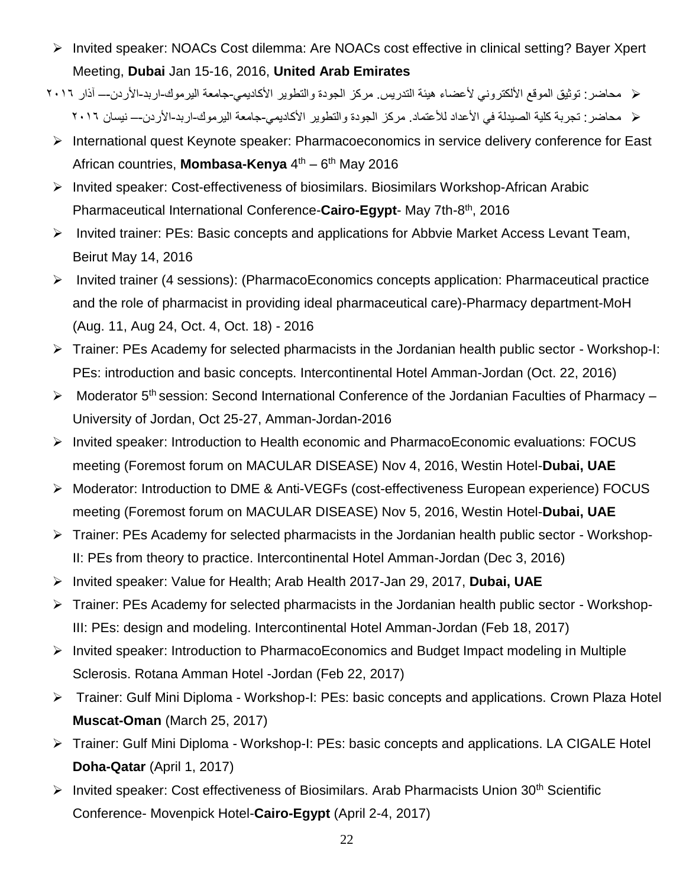- Invited speaker: NOACs Cost dilemma: Are NOACs cost effective in clinical setting? Bayer Xpert Meeting, **Dubai** Jan 15-16, 2016, **United Arab Emirates**
- محاضر: توثيق الموقع الألكتروني لأعضاء هيئة التدريس. مركز الجودة والتطوير الأكاديمي-جامعة اليرموك-اربد-الأردن-– آذار ٢٠١٦
- محاضر: تجربة كلية الصيدلة في الأعداد للأعتماد. مركز الجودة والتطوير الأكاديمي-جامعة اليرموك-اربد-الأردن-– نيسان ٢٠١٦
- International quest Keynote speaker: Pharmacoeconomics in service delivery conference for East African countries, **Mombasa-Kenya** 4th – 6th May 2016
- Invited speaker: Cost-effectiveness of biosimilars. Biosimilars Workshop-African Arabic Pharmaceutical International Conference-**Cairo-Egypt**- May 7th-8th, 2016
- Invited trainer: PEs: Basic concepts and applications for Abbvie Market Access Levant Team, Beirut May 14, 2016
- Invited trainer (4 sessions): (PharmacoEconomics concepts application: Pharmaceutical practice and the role of pharmacist in providing ideal pharmaceutical care)-Pharmacy department-MoH (Aug. 11, Aug 24, Oct. 4, Oct. 18) - 2016
- Trainer: PEs Academy for selected pharmacists in the Jordanian health public sector - Workshop-I: PEs: introduction and basic concepts. Intercontinental Hotel Amman-Jordan (Oct. 22, 2016)
- Moderator 5th session: Second International Conference of the Jordanian Faculties of Pharmacy – University of Jordan, Oct 25-27, Amman-Jordan-2016
- Invited speaker: Introduction to Health economic and PharmacoEconomic evaluations: FOCUS meeting (Foremost forum on MACULAR DISEASE) Nov 4, 2016, Westin Hotel-**Dubai, UAE**
- Moderator: Introduction to DME & Anti-VEGFs (cost-effectiveness European experience) FOCUS meeting (Foremost forum on MACULAR DISEASE) Nov 5, 2016, Westin Hotel-**Dubai, UAE**
- Trainer: PEs Academy for selected pharmacists in the Jordanian health public sector - Workshop-II: PEs from theory to practice. Intercontinental Hotel Amman-Jordan (Dec 3, 2016)
- Invited speaker: Value for Health; Arab Health 2017-Jan 29, 2017, **Dubai, UAE**
- Trainer: PEs Academy for selected pharmacists in the Jordanian health public sector - Workshop-III: PEs: design and modeling. Intercontinental Hotel Amman-Jordan (Feb 18, 2017)
- Invited speaker: Introduction to PharmacoEconomics and Budget Impact modeling in Multiple Sclerosis. Rotana Amman Hotel -Jordan (Feb 22, 2017)
- Trainer: Gulf Mini Diploma - Workshop-I: PEs: basic concepts and applications. Crown Plaza Hotel **Muscat-Oman** (March 25, 2017)
- Trainer: Gulf Mini Diploma - Workshop-I: PEs: basic concepts and applications. LA CIGALE Hotel **Doha-Qatar** (April 1, 2017)
- Invited speaker: Cost effectiveness of Biosimilars. Arab Pharmacists Union 30th Scientific Conference- Movenpick Hotel-**Cairo-Egypt** (April 2-4, 2017)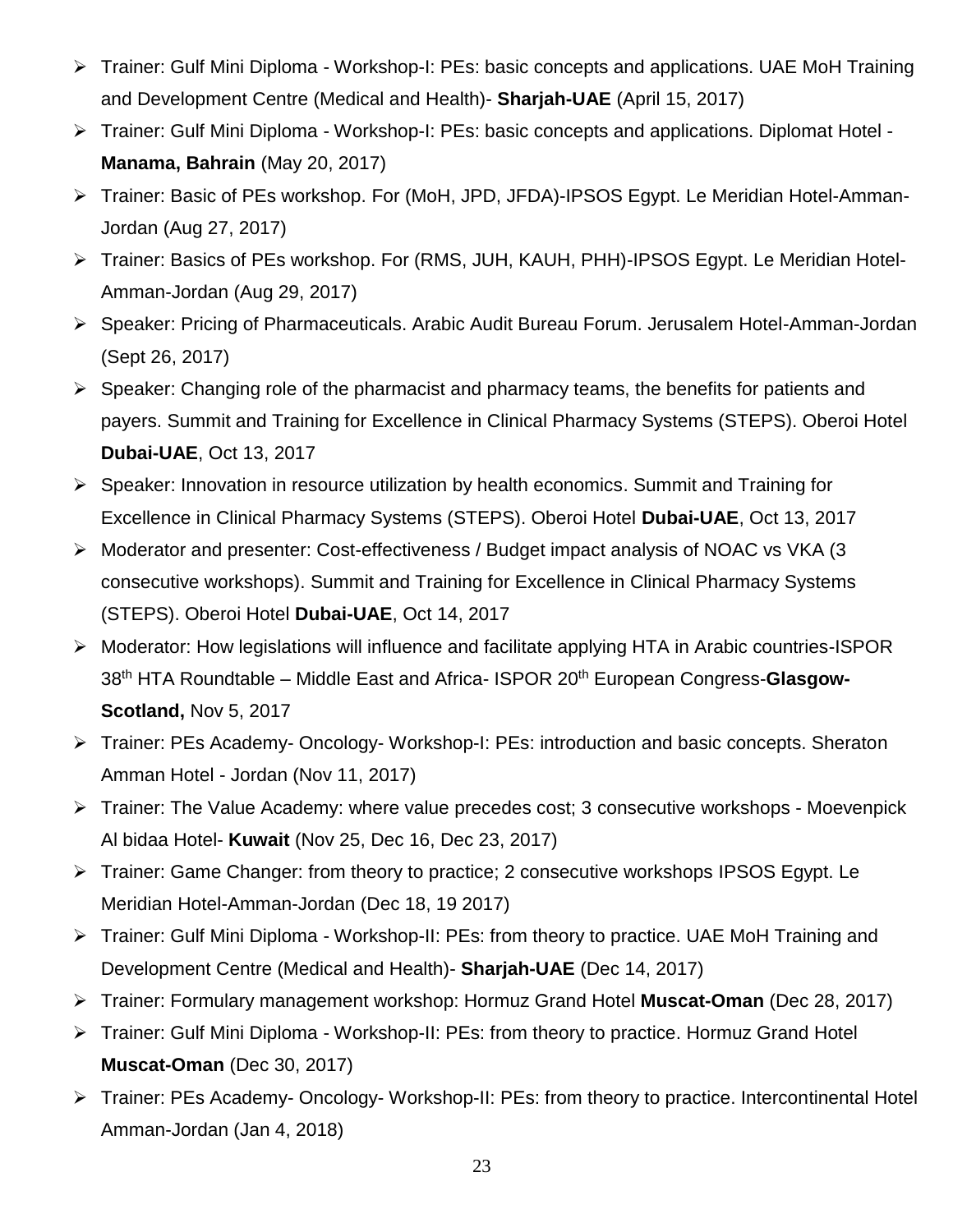- Trainer: Gulf Mini Diploma - Workshop-I: PEs: basic concepts and applications. UAE MoH Training and Development Centre (Medical and Health)- **Sharjah-UAE** (April 15, 2017)
- Trainer: Gulf Mini Diploma - Workshop-I: PEs: basic concepts and applications. Diplomat Hotel - **Manama, Bahrain** (May 20, 2017)
- Trainer: Basic of PEs workshop. For (MoH, JPD, JFDA)-IPSOS Egypt. Le Meridian Hotel-Amman-Jordan (Aug 27, 2017)
- Trainer: Basics of PEs workshop. For (RMS, JUH, KAUH, PHH)-IPSOS Egypt. Le Meridian Hotel-Amman-Jordan (Aug 29, 2017)
- Speaker: Pricing of Pharmaceuticals. Arabic Audit Bureau Forum. Jerusalem Hotel-Amman-Jordan (Sept 26, 2017)
- Speaker: Changing role of the pharmacist and pharmacy teams, the benefits for patients and payers. Summit and Training for Excellence in Clinical Pharmacy Systems (STEPS). Oberoi Hotel **Dubai-UAE**, Oct 13, 2017
- Speaker: Innovation in resource utilization by health economics. Summit and Training for Excellence in Clinical Pharmacy Systems (STEPS). Oberoi Hotel **Dubai-UAE**, Oct 13, 2017
- Moderator and presenter: Cost-effectiveness / Budget impact analysis of NOAC vs VKA (3 consecutive workshops). Summit and Training for Excellence in Clinical Pharmacy Systems (STEPS). Oberoi Hotel **Dubai-UAE**, Oct 14, 2017
- Moderator: How legislations will influence and facilitate applying HTA in Arabic countries-ISPOR 38th HTA Roundtable – Middle East and Africa- ISPOR 20th European Congress-**Glasgow-Scotland,** Nov 5, 2017
- Trainer: PEs Academy- Oncology- Workshop-I: PEs: introduction and basic concepts. Sheraton Amman Hotel - Jordan (Nov 11, 2017)
- Trainer: The Value Academy: where value precedes cost; 3 consecutive workshops - Moevenpick Al bidaa Hotel- **Kuwait** (Nov 25, Dec 16, Dec 23, 2017)
- Trainer: Game Changer: from theory to practice; 2 consecutive workshops IPSOS Egypt. Le Meridian Hotel-Amman-Jordan (Dec 18, 19 2017)
- Trainer: Gulf Mini Diploma - Workshop-II: PEs: from theory to practice. UAE MoH Training and Development Centre (Medical and Health)- **Sharjah-UAE** (Dec 14, 2017)
- Trainer: Formulary management workshop: Hormuz Grand Hotel **Muscat-Oman** (Dec 28, 2017)
- Trainer: Gulf Mini Diploma - Workshop-II: PEs: from theory to practice. Hormuz Grand Hotel **Muscat-Oman** (Dec 30, 2017)
- Trainer: PEs Academy- Oncology- Workshop-II: PEs: from theory to practice. Intercontinental Hotel Amman-Jordan (Jan 4, 2018)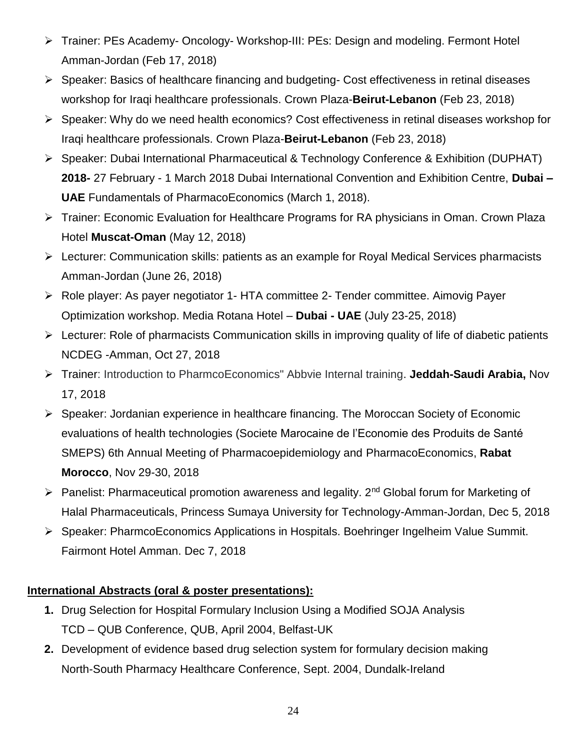- Trainer: PEs Academy- Oncology- Workshop-III: PEs: Design and modeling. Fermont Hotel Amman-Jordan (Feb 17, 2018)
- Speaker: Basics of healthcare financing and budgeting- Cost effectiveness in retinal diseases workshop for Iraqi healthcare professionals. Crown Plaza-**Beirut-Lebanon** (Feb 23, 2018)
- Speaker: Why do we need health economics? Cost effectiveness in retinal diseases workshop for Iraqi healthcare professionals. Crown Plaza-**Beirut-Lebanon** (Feb 23, 2018)
- Speaker: Dubai International Pharmaceutical & Technology Conference & Exhibition (DUPHAT) **2018-** 27 February - 1 March 2018 Dubai International Convention and Exhibition Centre, **Dubai – UAE** Fundamentals of PharmacoEconomics (March 1, 2018).
- Trainer: Economic Evaluation for Healthcare Programs for RA physicians in Oman. Crown Plaza Hotel **Muscat-Oman** (May 12, 2018)
- Lecturer: Communication skills: patients as an example for Royal Medical Services pharmacists Amman-Jordan (June 26, 2018)
- Role player: As payer negotiator 1- HTA committee 2- Tender committee. Aimovig Payer Optimization workshop. Media Rotana Hotel – **Dubai - UAE** (July 23-25, 2018)
- Lecturer: Role of pharmacists Communication skills in improving quality of life of diabetic patients NCDEG -Amman, Oct 27, 2018
- Trainer: Introduction to PharmcoEconomics" Abbvie Internal training. **Jeddah-Saudi Arabia,** Nov 17, 2018
- Speaker: Jordanian experience in healthcare financing. The Moroccan Society of Economic evaluations of health technologies (Societe Marocaine de l'Economie des Produits de Santé SMEPS) 6th Annual Meeting of Pharmacoepidemiology and PharmacoEconomics, **Rabat Morocco**, Nov 29-30, 2018
- Panelist: Pharmaceutical promotion awareness and legality. 2nd Global forum for Marketing of Halal Pharmaceuticals, Princess Sumaya University for Technology-Amman-Jordan, Dec 5, 2018
- Speaker: PharmcoEconomics Applications in Hospitals. Boehringer Ingelheim Value Summit. Fairmont Hotel Amman. Dec 7, 2018

**International Abstracts (oral & poster presentations):**

1. Drug Selection for Hospital Formulary Inclusion Using a Modified SOJA Analysis
   TCD – QUB Conference, QUB, April 2004, Belfast-UK
2. Development of evidence based drug selection system for formulary decision making
   North-South Pharmacy Healthcare Conference, Sept. 2004, Dundalk-Ireland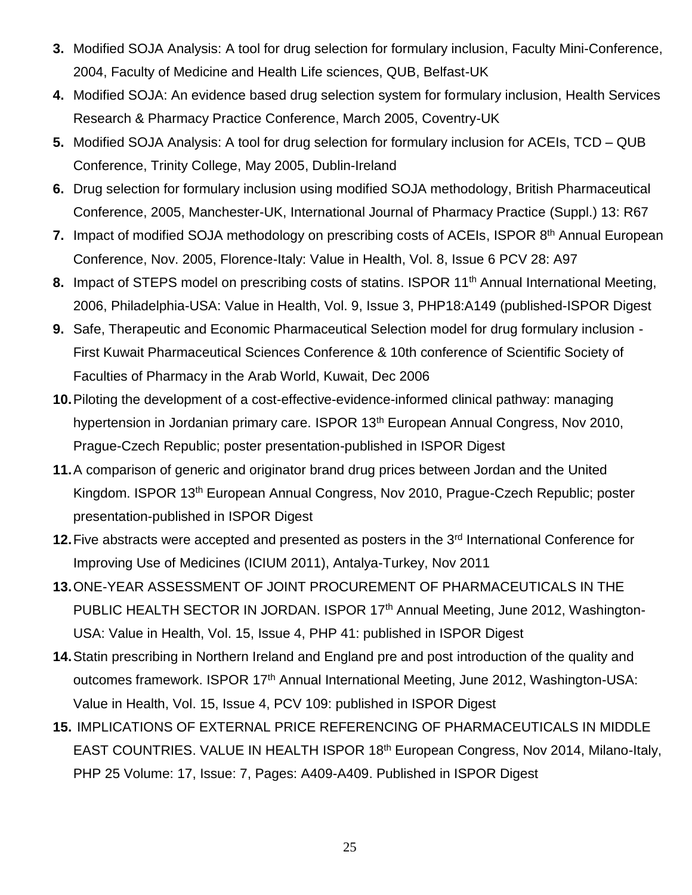3. Modified SOJA Analysis: A tool for drug selection for formulary inclusion, Faculty Mini-Conference, 2004, Faculty of Medicine and Health Life sciences, QUB, Belfast-UK
4. Modified SOJA: An evidence based drug selection system for formulary inclusion, Health Services Research & Pharmacy Practice Conference, March 2005, Coventry-UK
5. Modified SOJA Analysis: A tool for drug selection for formulary inclusion for ACEIs, TCD – QUB Conference, Trinity College, May 2005, Dublin-Ireland
6. Drug selection for formulary inclusion using modified SOJA methodology, British Pharmaceutical Conference, 2005, Manchester-UK, International Journal of Pharmacy Practice (Suppl.) 13: R67
7. Impact of modified SOJA methodology on prescribing costs of ACEIs, ISPOR 8th Annual European Conference, Nov. 2005, Florence-Italy: Value in Health, Vol. 8, Issue 6 PCV 28: A97
8. Impact of STEPS model on prescribing costs of statins. ISPOR 11th Annual International Meeting, 2006, Philadelphia-USA: Value in Health, Vol. 9, Issue 3, PHP18:A149 (published-ISPOR Digest
9. Safe, Therapeutic and Economic Pharmaceutical Selection model for drug formulary inclusion - First Kuwait Pharmaceutical Sciences Conference & 10th conference of Scientific Society of Faculties of Pharmacy in the Arab World, Kuwait, Dec 2006
10. Piloting the development of a cost-effective-evidence-informed clinical pathway: managing hypertension in Jordanian primary care. ISPOR 13th European Annual Congress, Nov 2010, Prague-Czech Republic; poster presentation-published in ISPOR Digest
11. A comparison of generic and originator brand drug prices between Jordan and the United Kingdom. ISPOR 13th European Annual Congress, Nov 2010, Prague-Czech Republic; poster presentation-published in ISPOR Digest
12. Five abstracts were accepted and presented as posters in the 3rd International Conference for Improving Use of Medicines (ICIUM 2011), Antalya-Turkey, Nov 2011
13. ONE-YEAR ASSESSMENT OF JOINT PROCUREMENT OF PHARMACEUTICALS IN THE PUBLIC HEALTH SECTOR IN JORDAN. ISPOR 17th Annual Meeting, June 2012, Washington-USA: Value in Health, Vol. 15, Issue 4, PHP 41: published in ISPOR Digest
14. Statin prescribing in Northern Ireland and England pre and post introduction of the quality and outcomes framework. ISPOR 17th Annual International Meeting, June 2012, Washington-USA: Value in Health, Vol. 15, Issue 4, PCV 109: published in ISPOR Digest
15. IMPLICATIONS OF EXTERNAL PRICE REFERENCING OF PHARMACEUTICALS IN MIDDLE EAST COUNTRIES. VALUE IN HEALTH ISPOR 18th European Congress, Nov 2014, Milano-Italy, PHP 25 Volume: 17, Issue: 7, Pages: A409-A409. Published in ISPOR Digest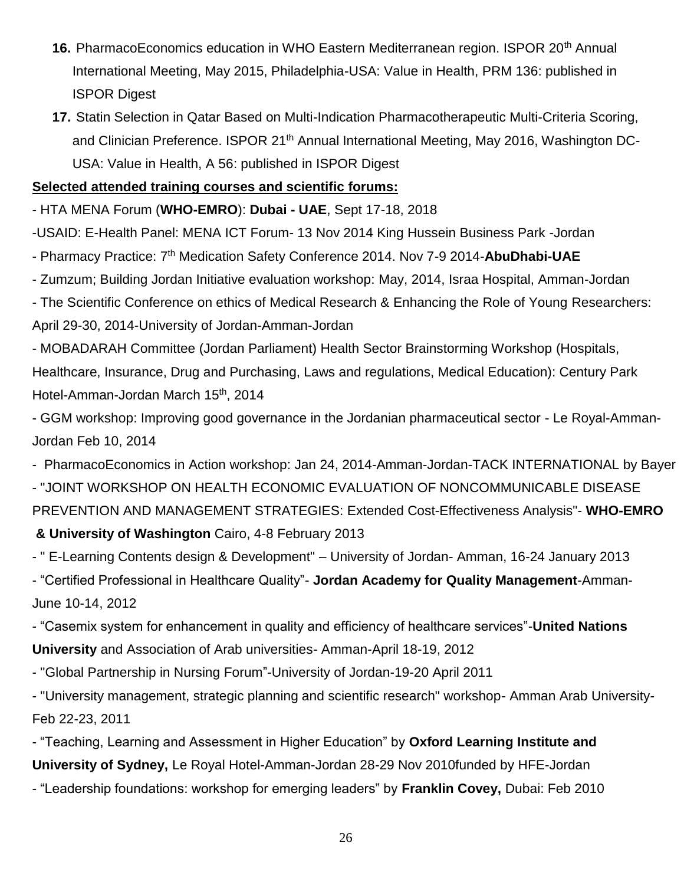16. PharmacoEconomics education in WHO Eastern Mediterranean region. ISPOR 20th Annual International Meeting, May 2015, Philadelphia-USA: Value in Health, PRM 136: published in ISPOR Digest
17. Statin Selection in Qatar Based on Multi-Indication Pharmacotherapeutic Multi-Criteria Scoring, and Clinician Preference. ISPOR 21th Annual International Meeting, May 2016, Washington DC-USA: Value in Health, A 56: published in ISPOR Digest

**Selected attended training courses and scientific forums:**

- HTA MENA Forum (**WHO-EMRO**): **Dubai - UAE**, Sept 17-18, 2018

-USAID: E-Health Panel: MENA ICT Forum- 13 Nov 2014 King Hussein Business Park -Jordan

- Pharmacy Practice: 7th Medication Safety Conference 2014. Nov 7-9 2014-**AbuDhabi-UAE**

- Zumzum; Building Jordan Initiative evaluation workshop: May, 2014, Israa Hospital, Amman-Jordan

- The Scientific Conference on ethics of Medical Research & Enhancing the Role of Young Researchers: April 29-30, 2014-University of Jordan-Amman-Jordan

- MOBADARAH Committee (Jordan Parliament) Health Sector Brainstorming Workshop (Hospitals, Healthcare, Insurance, Drug and Purchasing, Laws and regulations, Medical Education): Century Park Hotel-Amman-Jordan March 15th, 2014

- GGM workshop: Improving good governance in the Jordanian pharmaceutical sector - Le Royal-Amman-Jordan Feb 10, 2014

- PharmacoEconomics in Action workshop: Jan 24, 2014-Amman-Jordan-TACK INTERNATIONAL by Bayer

- "JOINT WORKSHOP ON HEALTH ECONOMIC EVALUATION OF NONCOMMUNICABLE DISEASE PREVENTION AND MANAGEMENT STRATEGIES: Extended Cost-Effectiveness Analysis"- **WHO-EMRO & University of Washington** Cairo, 4-8 February 2013

- " E-Learning Contents design & Development" – University of Jordan- Amman, 16-24 January 2013

- "Certified Professional in Healthcare Quality"- **Jordan Academy for Quality Management**-Amman-June 10-14, 2012

- "Casemix system for enhancement in quality and efficiency of healthcare services"-**United Nations University** and Association of Arab universities- Amman-April 18-19, 2012

- "Global Partnership in Nursing Forum"-University of Jordan-19-20 April 2011

- "University management, strategic planning and scientific research" workshop- Amman Arab University-Feb 22-23, 2011

- "Teaching, Learning and Assessment in Higher Education" by **Oxford Learning Institute and University of Sydney,** Le Royal Hotel-Amman-Jordan 28-29 Nov 2010funded by HFE-Jordan

- "Leadership foundations: workshop for emerging leaders" by **Franklin Covey,** Dubai: Feb 2010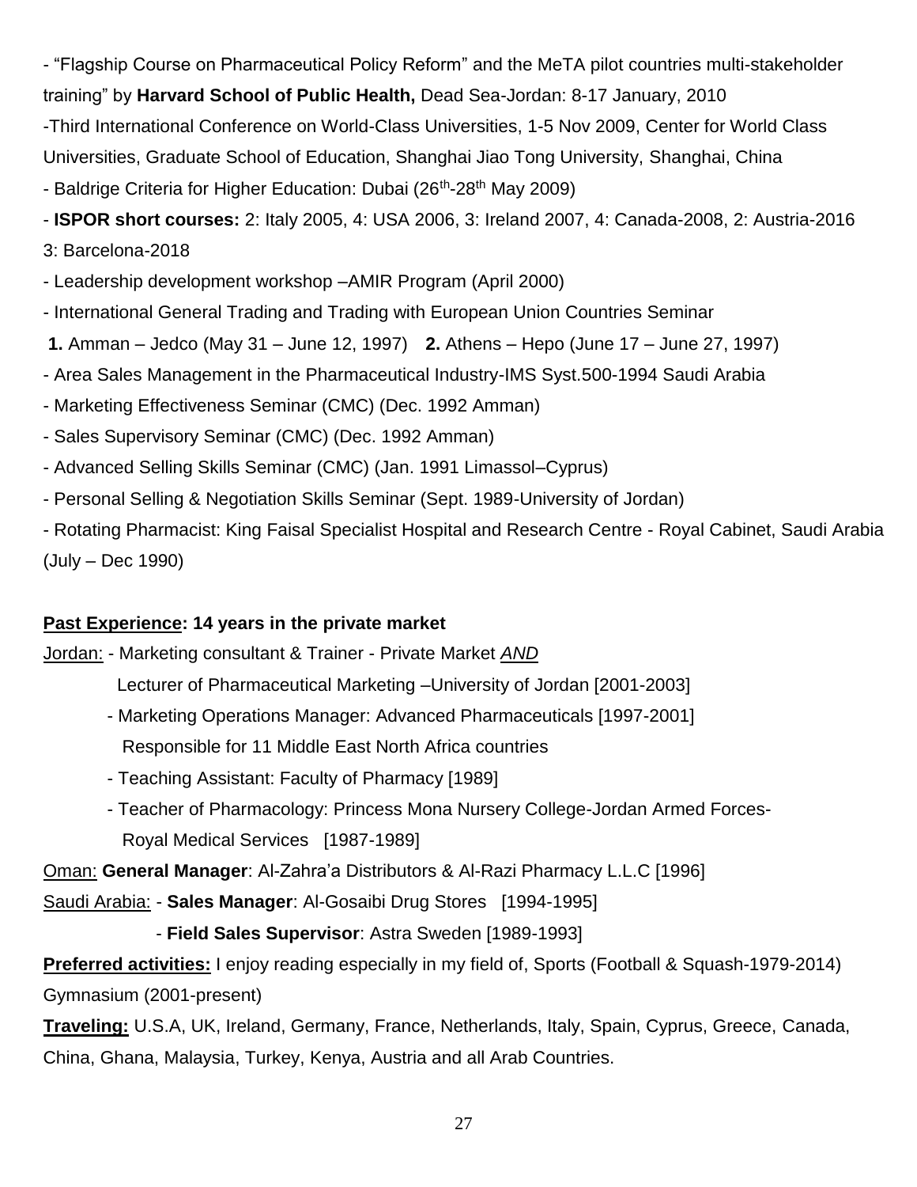- "Flagship Course on Pharmaceutical Policy Reform" and the MeTA pilot countries multi-stakeholder training" by **Harvard School of Public Health,** Dead Sea-Jordan: 8-17 January, 2010

-Third International Conference on World-Class Universities, 1-5 Nov 2009, Center for World Class Universities, Graduate School of Education, Shanghai Jiao Tong University, Shanghai, China

- Baldrige Criteria for Higher Education: Dubai (26th-28th May 2009)

- **ISPOR short courses:** 2: Italy 2005, 4: USA 2006, 3: Ireland 2007, 4: Canada-2008, 2: Austria-2016 3: Barcelona-2018

- Leadership development workshop –AMIR Program (April 2000)

- International General Trading and Trading with European Union Countries Seminar

**1.** Amman – Jedco (May 31 – June 12, 1997) **2.** Athens – Hepo (June 17 – June 27, 1997)

- Area Sales Management in the Pharmaceutical Industry-IMS Syst.500-1994 Saudi Arabia

- Marketing Effectiveness Seminar (CMC) (Dec. 1992 Amman)

- Sales Supervisory Seminar (CMC) (Dec. 1992 Amman)

- Advanced Selling Skills Seminar (CMC) (Jan. 1991 Limassol–Cyprus)

- Personal Selling & Negotiation Skills Seminar (Sept. 1989-University of Jordan)

- Rotating Pharmacist: King Faisal Specialist Hospital and Research Centre - Royal Cabinet, Saudi Arabia (July – Dec 1990)

**Past Experience: 14 years in the private market**

Jordan: - Marketing consultant & Trainer - Private Market ***AND***

Lecturer of Pharmaceutical Marketing –University of Jordan [2001-2003]

- Marketing Operations Manager: Advanced Pharmaceuticals [1997-2001]

  Responsible for 11 Middle East North Africa countries

- Teaching Assistant: Faculty of Pharmacy [1989]

- Teacher of Pharmacology: Princess Mona Nursery College-Jordan Armed Forces-Royal Medical Services [1987-1989]

Oman: **General Manager**: Al-Zahra'a Distributors & Al-Razi Pharmacy L.L.C [1996]

Saudi Arabia: - **Sales Manager**: Al-Gosaibi Drug Stores [1994-1995]

- **Field Sales Supervisor**: Astra Sweden [1989-1993]

**Preferred activities:** I enjoy reading especially in my field of, Sports (Football & Squash-1979-2014) Gymnasium (2001-present)

**Traveling:** U.S.A, UK, Ireland, Germany, France, Netherlands, Italy, Spain, Cyprus, Greece, Canada, China, Ghana, Malaysia, Turkey, Kenya, Austria and all Arab Countries.